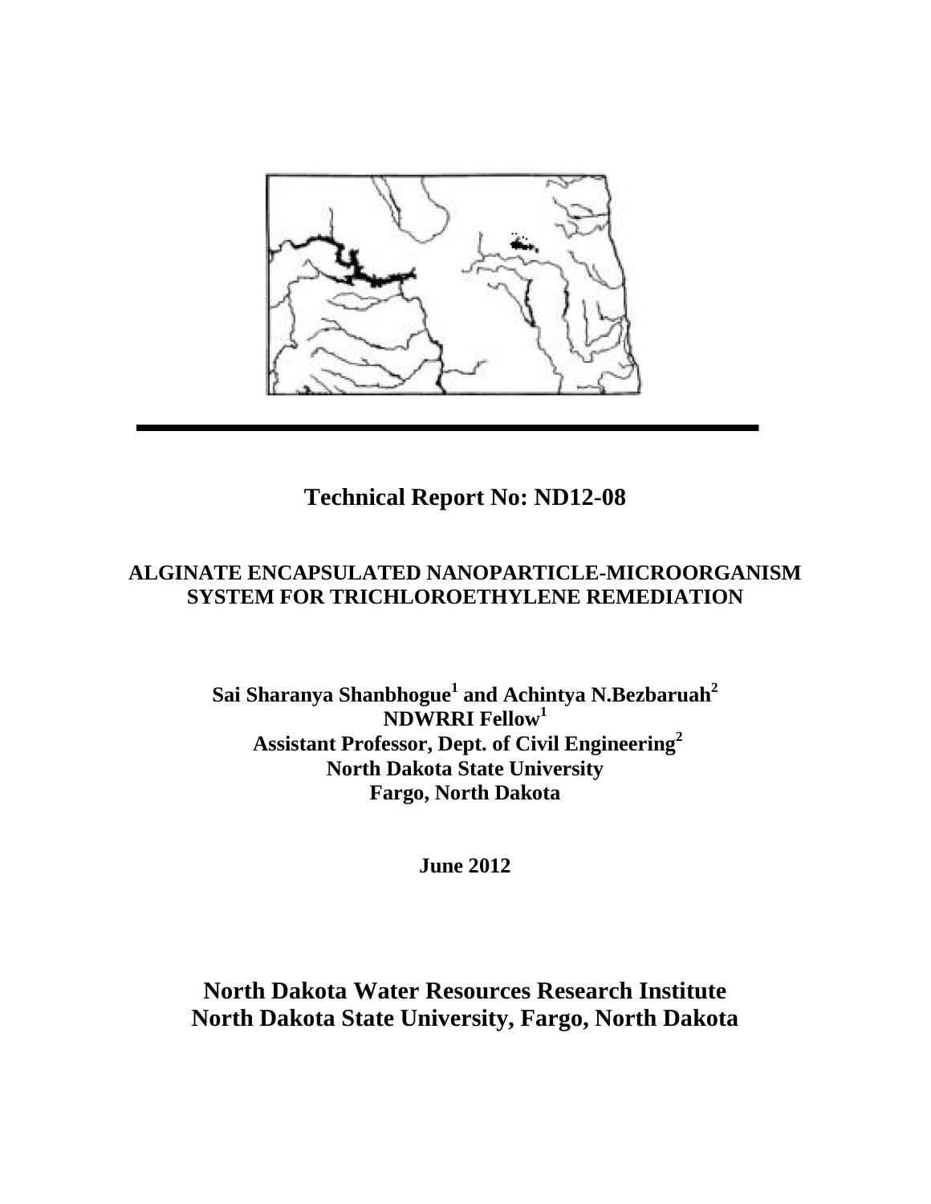# Technical Report No: ND12-08

## ALGINATE ENCAPSULATED NANOPARTICLE-MICROORGANISM SYSTEM FOR TRICHLOROETHYLENE REMEDIATION

**Sai Sharanya Shanbhogue[1] and Achintya N.Bezbaruah[2]**
**NDWRRI Fellow[1]**
**Assistant Professor, Dept. of Civil Engineering[2]**
**North Dakota State University**
**Fargo, North Dakota**

**June 2012**

**North Dakota Water Resources Research Institute**
**North Dakota State University, Fargo, North Dakota**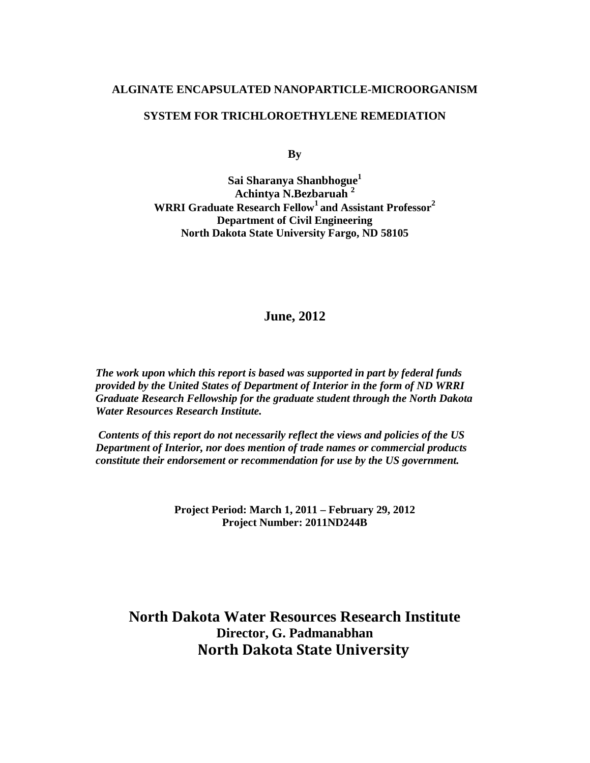**ALGINATE ENCAPSULATED NANOPARTICLE-MICROORGANISM**

**SYSTEM FOR TRICHLOROETHYLENE REMEDIATION**

**By**

**Sai Sharanya Shanbhogue[1]**
**Achintya N.Bezbaruah [2]**
**WRRI Graduate Research Fellow[1] and Assistant Professor[2]**
**Department of Civil Engineering**
**North Dakota State University Fargo, ND 58105**

**June, 2012**

***The work upon which this report is based was supported in part by federal funds provided by the United States of Department of Interior in the form of ND WRRI Graduate Research Fellowship for the graduate student through the North Dakota Water Resources Research Institute.***

***Contents of this report do not necessarily reflect the views and policies of the US Department of Interior, nor does mention of trade names or commercial products constitute their endorsement or recommendation for use by the US government.***

**Project Period: March 1, 2011 – February 29, 2012**
**Project Number: 2011ND244B**

**North Dakota Water Resources Research Institute**
**Director, G. Padmanabhan**
**North Dakota State University**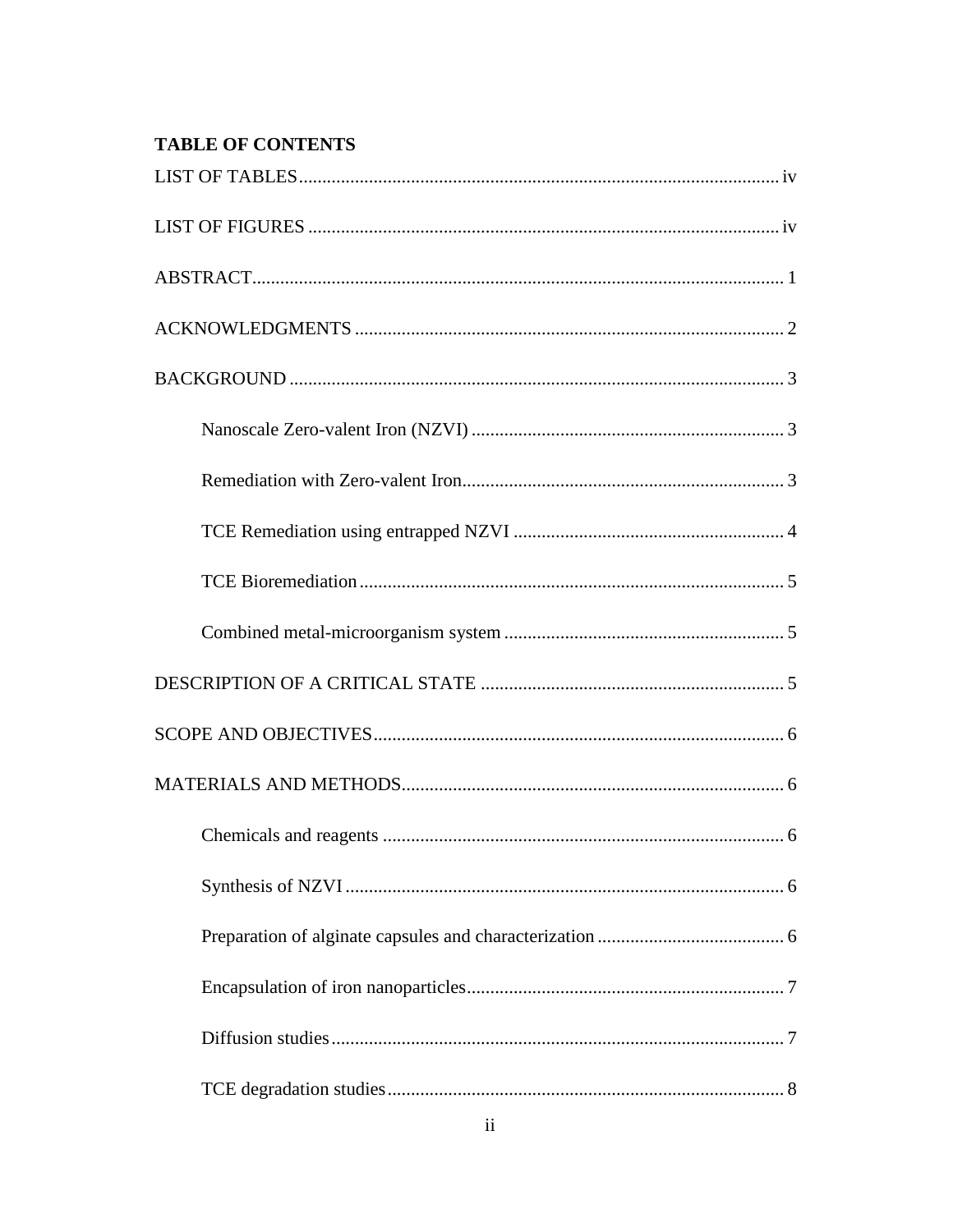**TABLE OF CONTENTS**

LIST OF TABLES ........................................................................................................ iv

LIST OF FIGURES ..................................................................................................... iv

ABSTRACT ................................................................................................................. 1

ACKNOWLEDGMENTS ............................................................................................ 2

BACKGROUND .......................................................................................................... 3

  Nanoscale Zero-valent Iron (NZVI) .................................................................... 3

  Remediation with Zero-valent Iron ..................................................................... 3

  TCE Remediation using entrapped NZVI ........................................................... 4

  TCE Bioremediation ............................................................................................ 5

  Combined metal-microorganism system ............................................................. 5

DESCRIPTION OF A CRITICAL STATE ................................................................. 5

SCOPE AND OBJECTIVES ........................................................................................ 6

MATERIALS AND METHODS .................................................................................. 6

  Chemicals and reagents ....................................................................................... 6

  Synthesis of NZVI ............................................................................................... 6

  Preparation of alginate capsules and characterization ......................................... 6

  Encapsulation of iron nanoparticles ..................................................................... 7

  Diffusion studies .................................................................................................. 7

  TCE degradation studies ...................................................................................... 8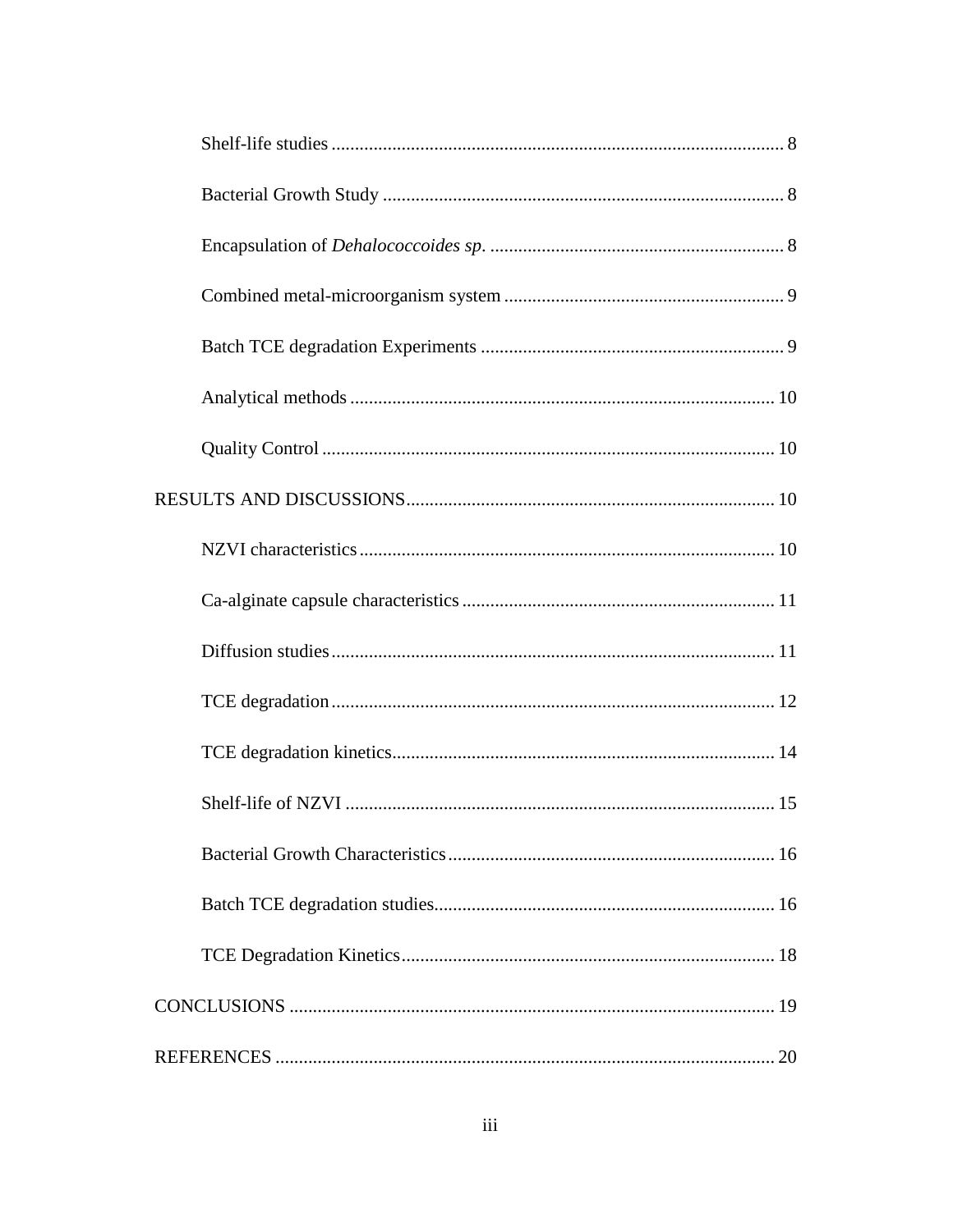Shelf-life studies ................................................................................................ 8

Bacterial Growth Study ..................................................................................... 8

Encapsulation of *Dehalococcoides sp.* ............................................................... 8

Combined metal-microorganism system ........................................................... 9

Batch TCE degradation Experiments ................................................................ 9

Analytical methods .......................................................................................... 10

Quality Control ................................................................................................ 10

RESULTS AND DISCUSSIONS.............................................................................. 10

NZVI characteristics ........................................................................................ 10

Ca-alginate capsule characteristics .................................................................. 11

Diffusion studies .............................................................................................. 11

TCE degradation .............................................................................................. 12

TCE degradation kinetics................................................................................. 14

Shelf-life of NZVI ........................................................................................... 15

Bacterial Growth Characteristics ..................................................................... 16

Batch TCE degradation studies........................................................................ 16

TCE Degradation Kinetics............................................................................... 18

CONCLUSIONS ....................................................................................................... 19

REFERENCES .......................................................................................................... 20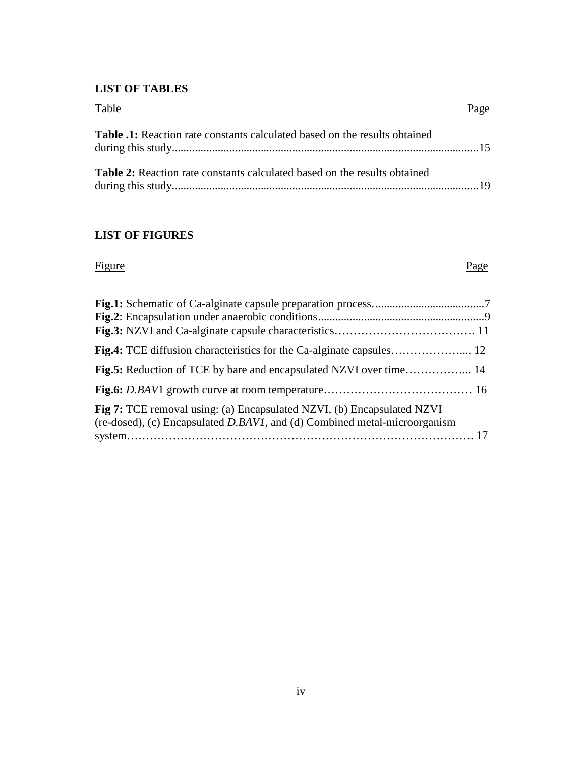## LIST OF TABLES

Table Page

**Table .1:** Reaction rate constants calculated based on the results obtained during this study..........................................................................................................15

**Table 2:** Reaction rate constants calculated based on the results obtained during this study..........................................................................................................19

## LIST OF FIGURES

Figure Page

**Fig.1:** Schematic of Ca-alginate capsule preparation process.......................................7
**Fig.2**: Encapsulation under anaerobic conditions..........................................................9
**Fig.3:** NZVI and Ca-alginate capsule characteristics………………………………. 11

**Fig.4:** TCE diffusion characteristics for the Ca-alginate capsules……………….... 12

**Fig.5:** Reduction of TCE by bare and encapsulated NZVI over time……………... 14

**Fig.6:** *D.BAV*1 growth curve at room temperature………………………………… 16

**Fig 7:** TCE removal using: (a) Encapsulated NZVI, (b) Encapsulated NZVI (re-dosed), (c) Encapsulated *D.BAV1*, and (d) Combined metal-microorganism system……………………………………………………………………………. 17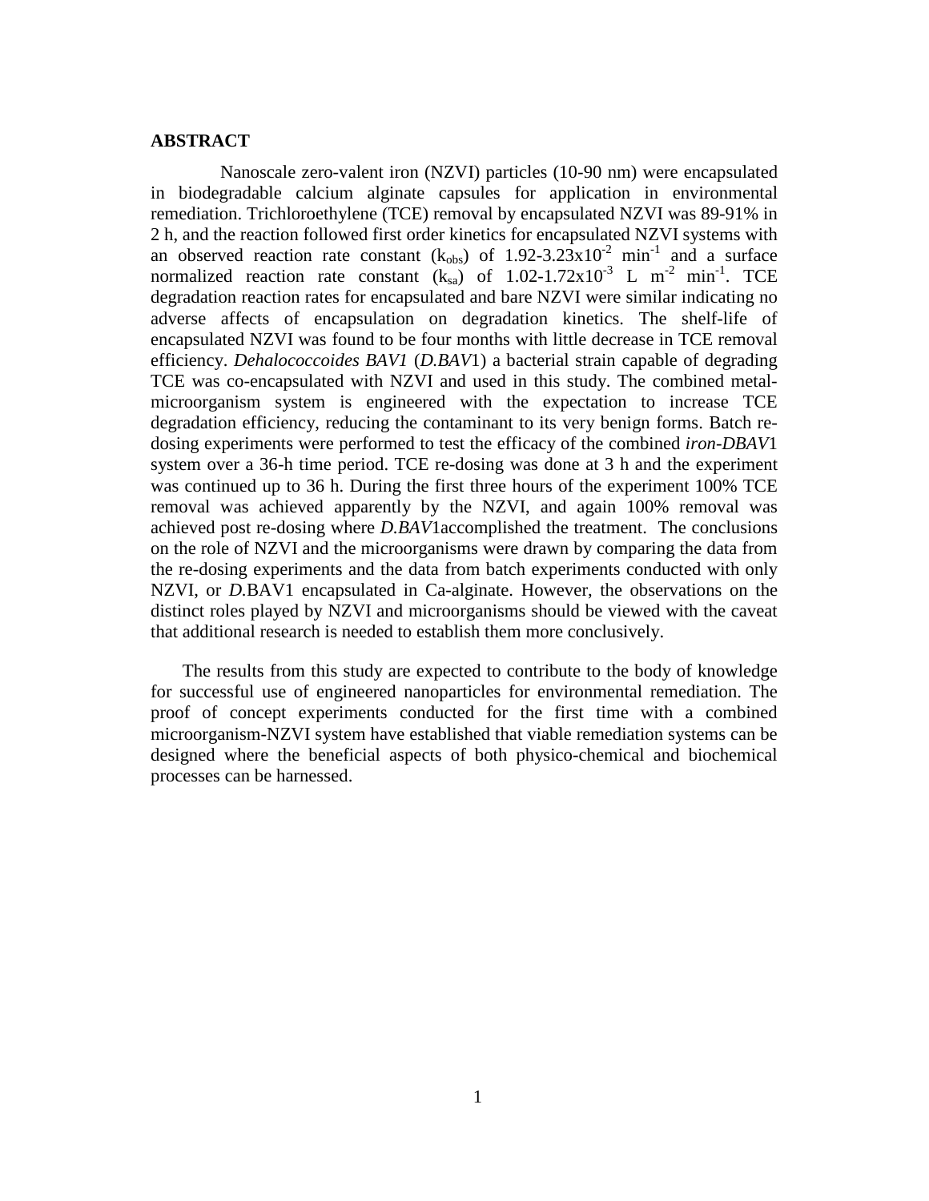## ABSTRACT

Nanoscale zero-valent iron (NZVI) particles (10-90 nm) were encapsulated in biodegradable calcium alginate capsules for application in environmental remediation. Trichloroethylene (TCE) removal by encapsulated NZVI was 89-91% in 2 h, and the reaction followed first order kinetics for encapsulated NZVI systems with an observed reaction rate constant ($k_{obs}$) of 1.92-3.23x$10^{-2}$ $min^{-1}$ and a surface normalized reaction rate constant ($k_{sa}$) of 1.02-1.72x$10^{-3}$ L $m^{-2}$ $min^{-1}$. TCE degradation reaction rates for encapsulated and bare NZVI were similar indicating no adverse affects of encapsulation on degradation kinetics. The shelf-life of encapsulated NZVI was found to be four months with little decrease in TCE removal efficiency. *Dehalococcoides BAV1* (*D.BAV*1) a bacterial strain capable of degrading TCE was co-encapsulated with NZVI and used in this study. The combined metal-microorganism system is engineered with the expectation to increase TCE degradation efficiency, reducing the contaminant to its very benign forms. Batch re-dosing experiments were performed to test the efficacy of the combined *iron-DBAV*1 system over a 36-h time period. TCE re-dosing was done at 3 h and the experiment was continued up to 36 h. During the first three hours of the experiment 100% TCE removal was achieved apparently by the NZVI, and again 100% removal was achieved post re-dosing where *D.BAV*1accomplished the treatment. The conclusions on the role of NZVI and the microorganisms were drawn by comparing the data from the re-dosing experiments and the data from batch experiments conducted with only NZVI, or *D.*BAV1 encapsulated in Ca-alginate. However, the observations on the distinct roles played by NZVI and microorganisms should be viewed with the caveat that additional research is needed to establish them more conclusively.

The results from this study are expected to contribute to the body of knowledge for successful use of engineered nanoparticles for environmental remediation. The proof of concept experiments conducted for the first time with a combined microorganism-NZVI system have established that viable remediation systems can be designed where the beneficial aspects of both physico-chemical and biochemical processes can be harnessed.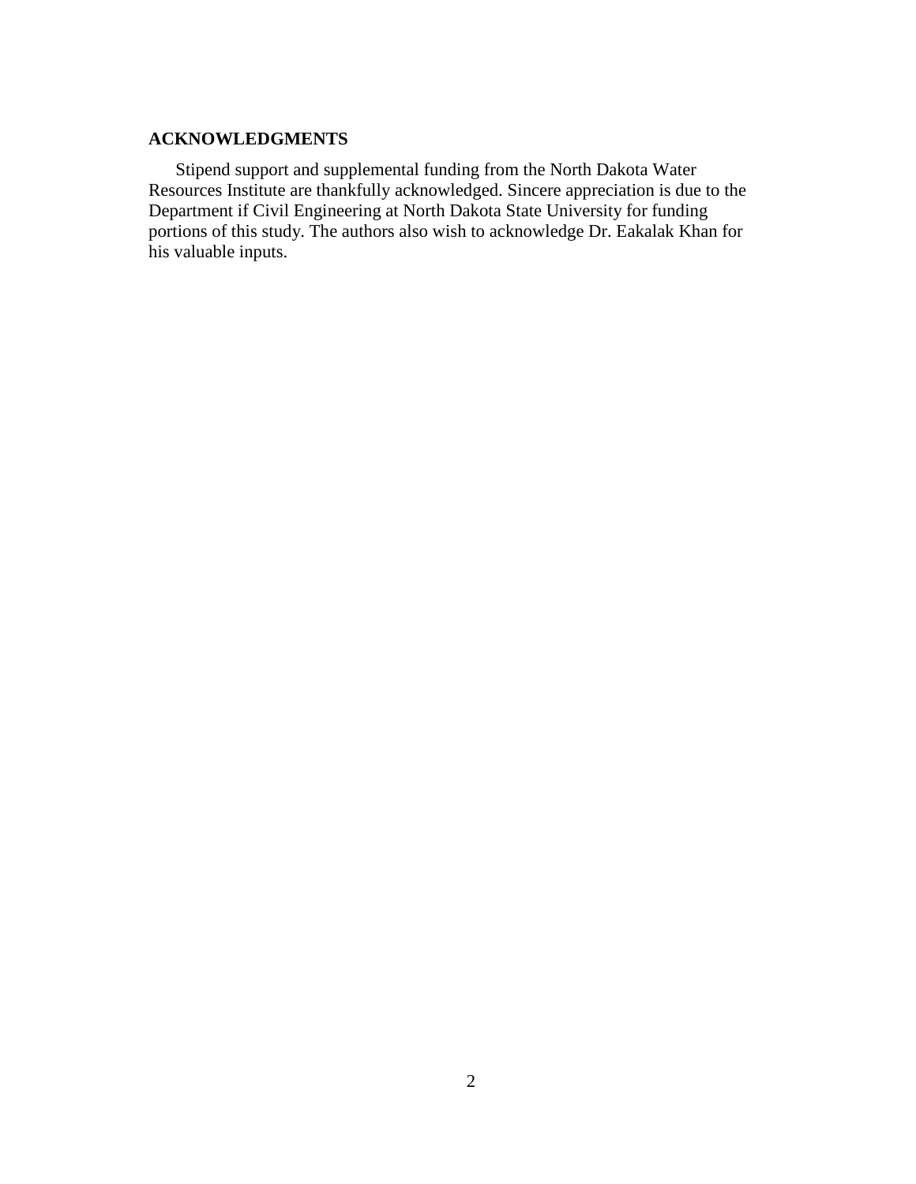## ACKNOWLEDGMENTS

Stipend support and supplemental funding from the North Dakota Water Resources Institute are thankfully acknowledged. Sincere appreciation is due to the Department if Civil Engineering at North Dakota State University for funding portions of this study. The authors also wish to acknowledge Dr. Eakalak Khan for his valuable inputs.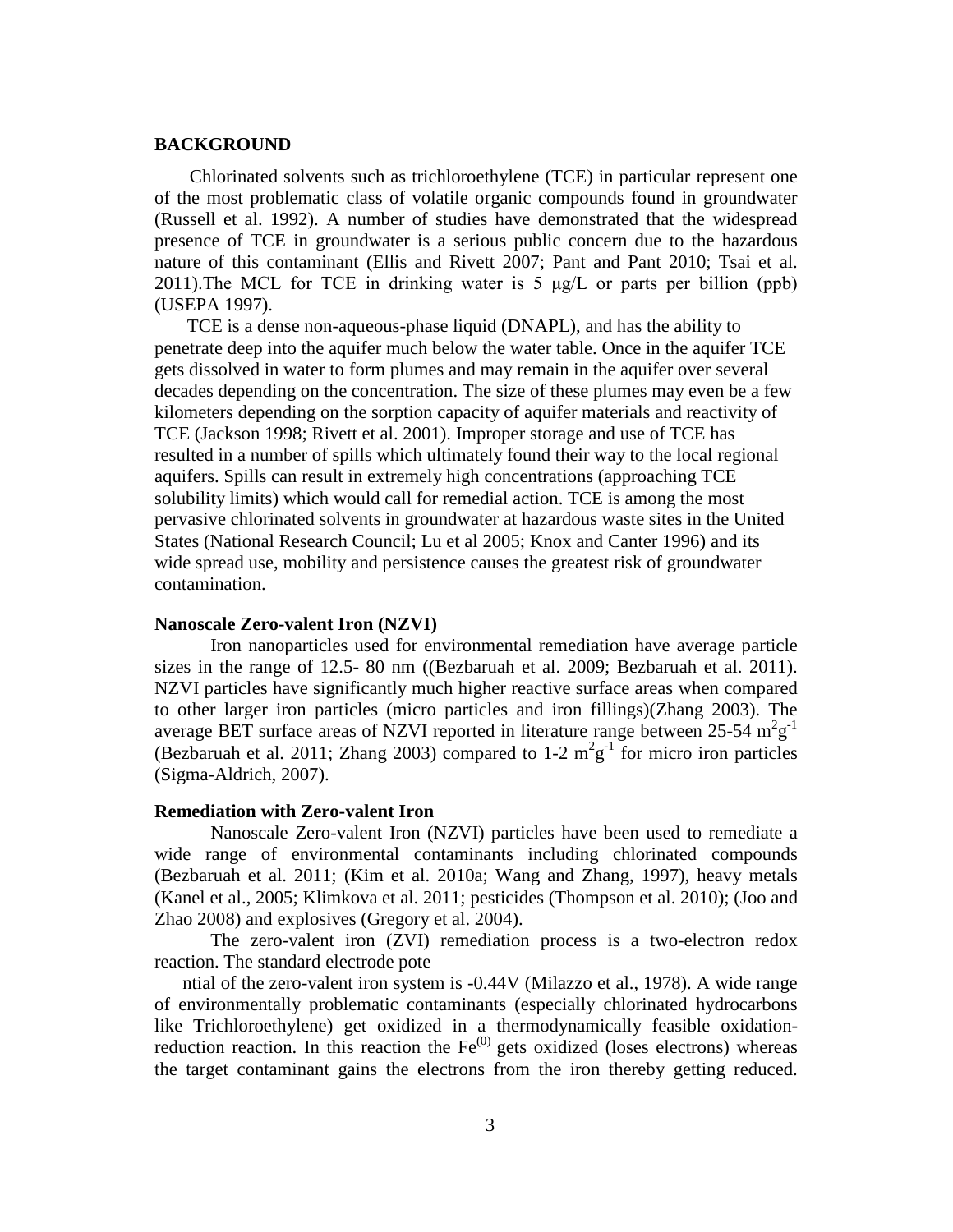## BACKGROUND

Chlorinated solvents such as trichloroethylene (TCE) in particular represent one of the most problematic class of volatile organic compounds found in groundwater (Russell et al. 1992). A number of studies have demonstrated that the widespread presence of TCE in groundwater is a serious public concern due to the hazardous nature of this contaminant (Ellis and Rivett 2007; Pant and Pant 2010; Tsai et al. 2011).The MCL for TCE in drinking water is 5 μg/L or parts per billion (ppb) (USEPA 1997).

TCE is a dense non-aqueous-phase liquid (DNAPL), and has the ability to penetrate deep into the aquifer much below the water table. Once in the aquifer TCE gets dissolved in water to form plumes and may remain in the aquifer over several decades depending on the concentration. The size of these plumes may even be a few kilometers depending on the sorption capacity of aquifer materials and reactivity of TCE (Jackson 1998; Rivett et al. 2001). Improper storage and use of TCE has resulted in a number of spills which ultimately found their way to the local regional aquifers. Spills can result in extremely high concentrations (approaching TCE solubility limits) which would call for remedial action. TCE is among the most pervasive chlorinated solvents in groundwater at hazardous waste sites in the United States (National Research Council; Lu et al 2005; Knox and Canter 1996) and its wide spread use, mobility and persistence causes the greatest risk of groundwater contamination.

### Nanoscale Zero-valent Iron (NZVI)

Iron nanoparticles used for environmental remediation have average particle sizes in the range of 12.5- 80 nm ((Bezbaruah et al. 2009; Bezbaruah et al. 2011). NZVI particles have significantly much higher reactive surface areas when compared to other larger iron particles (micro particles and iron fillings)(Zhang 2003). The average BET surface areas of NZVI reported in literature range between 25-54 $m^2g^{-1}$ (Bezbaruah et al. 2011; Zhang 2003) compared to 1-2 $m^2g^{-1}$ for micro iron particles (Sigma-Aldrich, 2007).

### Remediation with Zero-valent Iron

Nanoscale Zero-valent Iron (NZVI) particles have been used to remediate a wide range of environmental contaminants including chlorinated compounds (Bezbaruah et al. 2011; (Kim et al. 2010a; Wang and Zhang, 1997), heavy metals (Kanel et al., 2005; Klimkova et al. 2011; pesticides (Thompson et al. 2010); (Joo and Zhao 2008) and explosives (Gregory et al. 2004).

The zero-valent iron (ZVI) remediation process is a two-electron redox reaction. The standard electrode pote

ntial of the zero-valent iron system is -0.44V (Milazzo et al., 1978). A wide range of environmentally problematic contaminants (especially chlorinated hydrocarbons like Trichloroethylene) get oxidized in a thermodynamically feasible oxidation-reduction reaction. In this reaction the $Fe^{(0)}$ gets oxidized (loses electrons) whereas the target contaminant gains the electrons from the iron thereby getting reduced.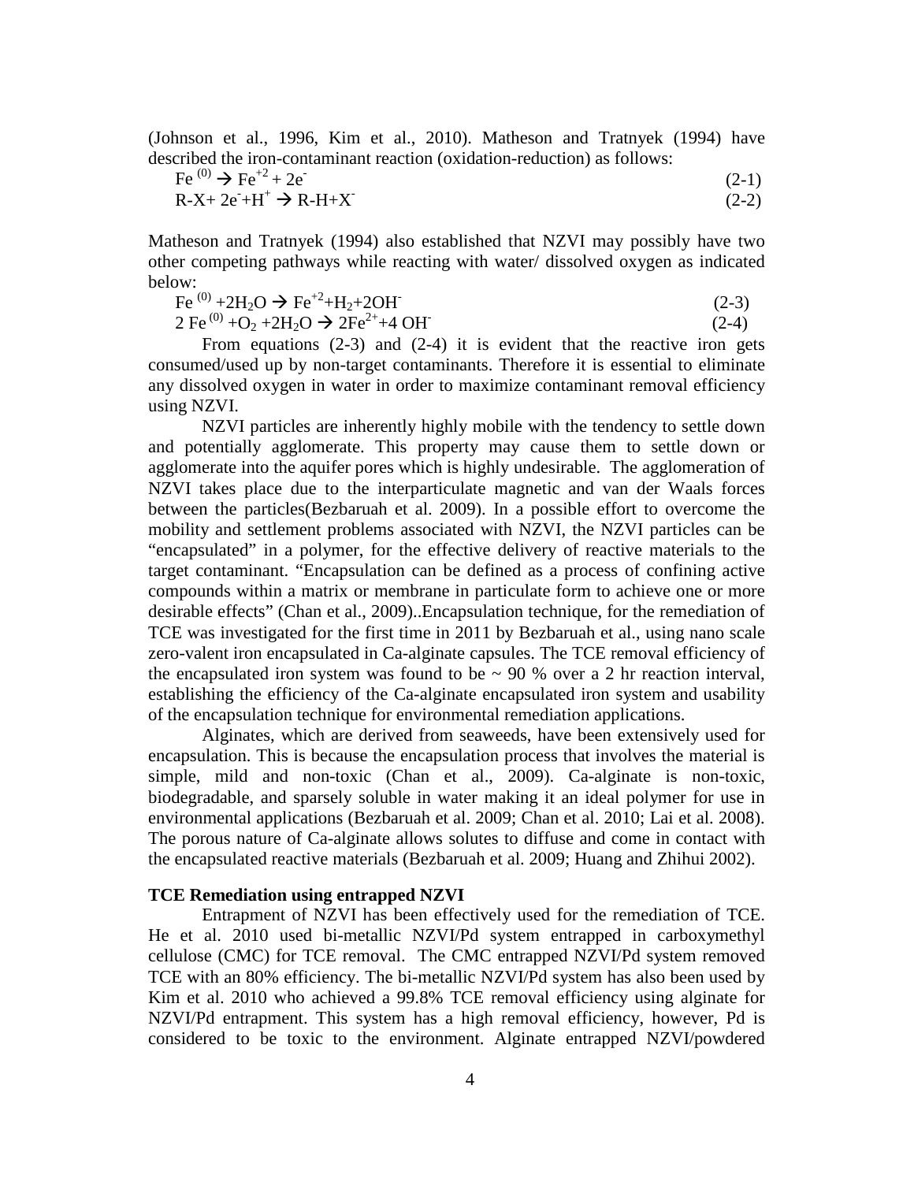(Johnson et al., 1996, Kim et al., 2010). Matheson and Tratnyek (1994) have described the iron-contaminant reaction (oxidation-reduction) as follows:

$$Fe^{(0)} \rightarrow Fe^{+2} + 2e^{-} \quad (2\text{-}1)$$

$$R\text{-}X + 2e^{-} + H^{+} \rightarrow R\text{-}H + X^{-} \quad (2\text{-}2)$$

Matheson and Tratnyek (1994) also established that NZVI may possibly have two other competing pathways while reacting with water/ dissolved oxygen as indicated below:

$$Fe^{(0)} + 2H_2O \rightarrow Fe^{+2} + H_2 + 2OH^{-} \quad (2\text{-}3)$$

$$2\,Fe^{(0)} + O_2 + 2H_2O \rightarrow 2Fe^{2+} + 4\,OH^{-} \quad (2\text{-}4)$$

From equations (2-3) and (2-4) it is evident that the reactive iron gets consumed/used up by non-target contaminants. Therefore it is essential to eliminate any dissolved oxygen in water in order to maximize contaminant removal efficiency using NZVI.

NZVI particles are inherently highly mobile with the tendency to settle down and potentially agglomerate. This property may cause them to settle down or agglomerate into the aquifer pores which is highly undesirable. The agglomeration of NZVI takes place due to the interparticulate magnetic and van der Waals forces between the particles(Bezbaruah et al. 2009). In a possible effort to overcome the mobility and settlement problems associated with NZVI, the NZVI particles can be "encapsulated" in a polymer, for the effective delivery of reactive materials to the target contaminant. "Encapsulation can be defined as a process of confining active compounds within a matrix or membrane in particulate form to achieve one or more desirable effects" (Chan et al., 2009)..Encapsulation technique, for the remediation of TCE was investigated for the first time in 2011 by Bezbaruah et al., using nano scale zero-valent iron encapsulated in Ca-alginate capsules. The TCE removal efficiency of the encapsulated iron system was found to be ~ 90 % over a 2 hr reaction interval, establishing the efficiency of the Ca-alginate encapsulated iron system and usability of the encapsulation technique for environmental remediation applications.

Alginates, which are derived from seaweeds, have been extensively used for encapsulation. This is because the encapsulation process that involves the material is simple, mild and non-toxic (Chan et al., 2009). Ca-alginate is non-toxic, biodegradable, and sparsely soluble in water making it an ideal polymer for use in environmental applications (Bezbaruah et al. 2009; Chan et al. 2010; Lai et al. 2008). The porous nature of Ca-alginate allows solutes to diffuse and come in contact with the encapsulated reactive materials (Bezbaruah et al. 2009; Huang and Zhihui 2002).

**TCE Remediation using entrapped NZVI**

Entrapment of NZVI has been effectively used for the remediation of TCE. He et al. 2010 used bi-metallic NZVI/Pd system entrapped in carboxymethyl cellulose (CMC) for TCE removal. The CMC entrapped NZVI/Pd system removed TCE with an 80% efficiency. The bi-metallic NZVI/Pd system has also been used by Kim et al. 2010 who achieved a 99.8% TCE removal efficiency using alginate for NZVI/Pd entrapment. This system has a high removal efficiency, however, Pd is considered to be toxic to the environment. Alginate entrapped NZVI/powdered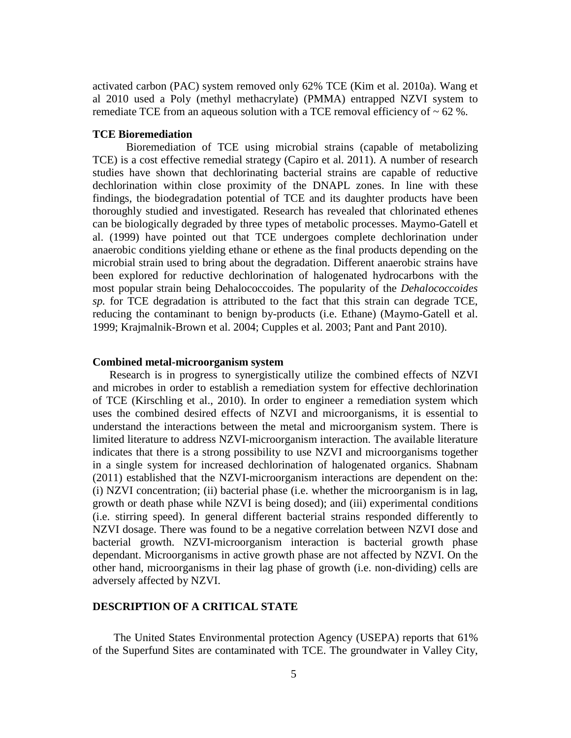activated carbon (PAC) system removed only 62% TCE (Kim et al. 2010a). Wang et al 2010 used a Poly (methyl methacrylate) (PMMA) entrapped NZVI system to remediate TCE from an aqueous solution with a TCE removal efficiency of ~ 62 %.

**TCE Bioremediation**

Bioremediation of TCE using microbial strains (capable of metabolizing TCE) is a cost effective remedial strategy (Capiro et al. 2011). A number of research studies have shown that dechlorinating bacterial strains are capable of reductive dechlorination within close proximity of the DNAPL zones. In line with these findings, the biodegradation potential of TCE and its daughter products have been thoroughly studied and investigated. Research has revealed that chlorinated ethenes can be biologically degraded by three types of metabolic processes. Maymo-Gatell et al. (1999) have pointed out that TCE undergoes complete dechlorination under anaerobic conditions yielding ethane or ethene as the final products depending on the microbial strain used to bring about the degradation. Different anaerobic strains have been explored for reductive dechlorination of halogenated hydrocarbons with the most popular strain being Dehalococcoides. The popularity of the *Dehalococcoides sp.* for TCE degradation is attributed to the fact that this strain can degrade TCE, reducing the contaminant to benign by-products (i.e. Ethane) (Maymo-Gatell et al. 1999; Krajmalnik-Brown et al. 2004; Cupples et al. 2003; Pant and Pant 2010).

**Combined metal-microorganism system**

Research is in progress to synergistically utilize the combined effects of NZVI and microbes in order to establish a remediation system for effective dechlorination of TCE (Kirschling et al., 2010). In order to engineer a remediation system which uses the combined desired effects of NZVI and microorganisms, it is essential to understand the interactions between the metal and microorganism system. There is limited literature to address NZVI-microorganism interaction. The available literature indicates that there is a strong possibility to use NZVI and microorganisms together in a single system for increased dechlorination of halogenated organics. Shabnam (2011) established that the NZVI-microorganism interactions are dependent on the: (i) NZVI concentration; (ii) bacterial phase (i.e. whether the microorganism is in lag, growth or death phase while NZVI is being dosed); and (iii) experimental conditions (i.e. stirring speed). In general different bacterial strains responded differently to NZVI dosage. There was found to be a negative correlation between NZVI dose and bacterial growth. NZVI-microorganism interaction is bacterial growth phase dependant. Microorganisms in active growth phase are not affected by NZVI. On the other hand, microorganisms in their lag phase of growth (i.e. non-dividing) cells are adversely affected by NZVI.

**DESCRIPTION OF A CRITICAL STATE**

The United States Environmental protection Agency (USEPA) reports that 61% of the Superfund Sites are contaminated with TCE. The groundwater in Valley City,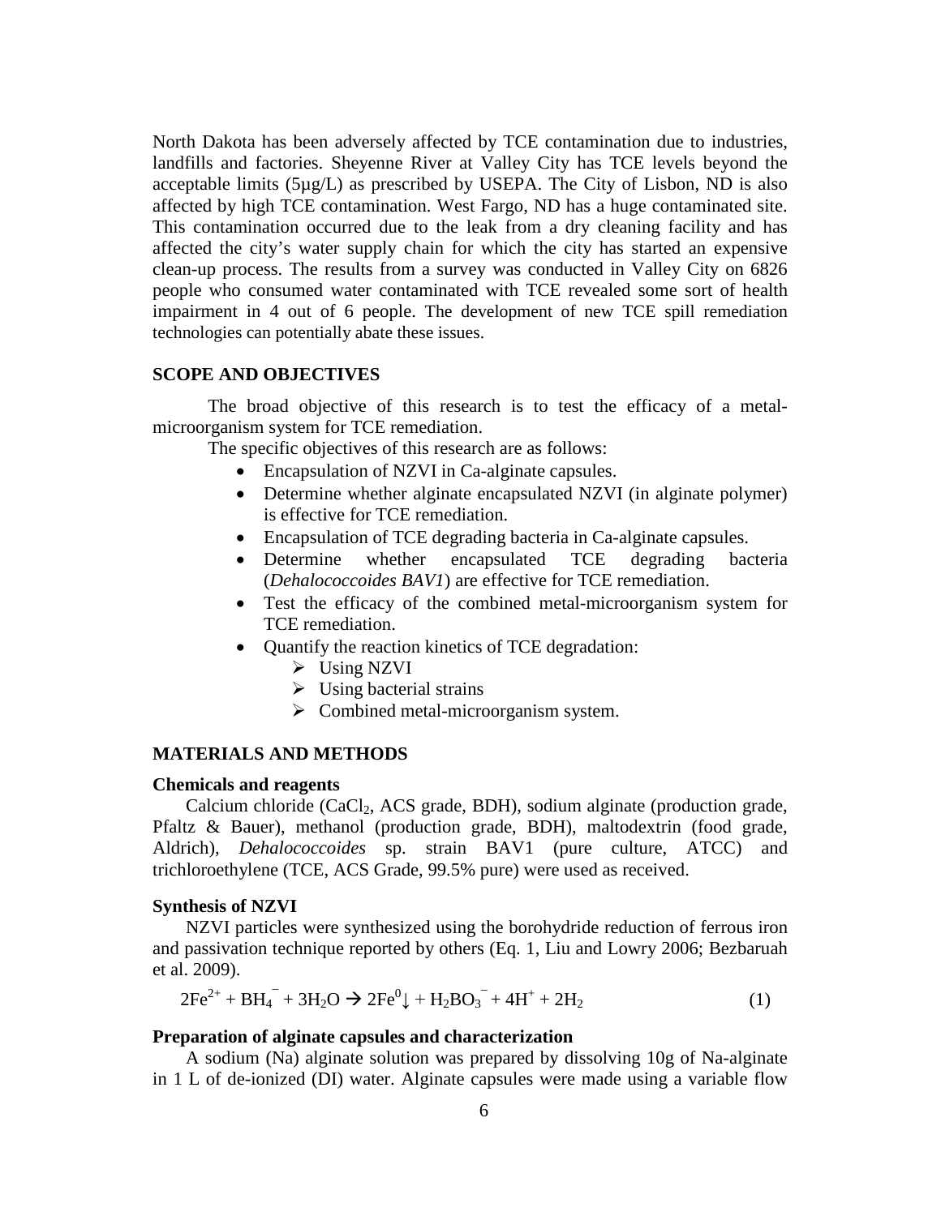North Dakota has been adversely affected by TCE contamination due to industries, landfills and factories. Sheyenne River at Valley City has TCE levels beyond the acceptable limits (5µg/L) as prescribed by USEPA. The City of Lisbon, ND is also affected by high TCE contamination. West Fargo, ND has a huge contaminated site. This contamination occurred due to the leak from a dry cleaning facility and has affected the city's water supply chain for which the city has started an expensive clean-up process. The results from a survey was conducted in Valley City on 6826 people who consumed water contaminated with TCE revealed some sort of health impairment in 4 out of 6 people. The development of new TCE spill remediation technologies can potentially abate these issues.

## SCOPE AND OBJECTIVES

The broad objective of this research is to test the efficacy of a metal-microorganism system for TCE remediation.

The specific objectives of this research are as follows:

- Encapsulation of NZVI in Ca-alginate capsules.
- Determine whether alginate encapsulated NZVI (in alginate polymer) is effective for TCE remediation.
- Encapsulation of TCE degrading bacteria in Ca-alginate capsules.
- Determine whether encapsulated TCE degrading bacteria (*Dehalococcoides BAV1*) are effective for TCE remediation.
- Test the efficacy of the combined metal-microorganism system for TCE remediation.
- Quantify the reaction kinetics of TCE degradation:
    - Using NZVI
    - Using bacterial strains
    - Combined metal-microorganism system.

## MATERIALS AND METHODS

### Chemicals and reagents

Calcium chloride ($CaCl_2$, ACS grade, BDH), sodium alginate (production grade, Pfaltz & Bauer), methanol (production grade, BDH), maltodextrin (food grade, Aldrich), *Dehalococcoides* sp. strain BAV1 (pure culture, ATCC) and trichloroethylene (TCE, ACS Grade, 99.5% pure) were used as received.

### Synthesis of NZVI

NZVI particles were synthesized using the borohydride reduction of ferrous iron and passivation technique reported by others (Eq. 1, Liu and Lowry 2006; Bezbaruah et al. 2009).

$$2Fe^{2+} + BH_4^{-} + 3H_2O \rightarrow 2Fe^{0}\downarrow + H_2BO_3^{-} + 4H^{+} + 2H_2 \qquad (1)$$

### Preparation of alginate capsules and characterization

A sodium (Na) alginate solution was prepared by dissolving 10g of Na-alginate in 1 L of de-ionized (DI) water. Alginate capsules were made using a variable flow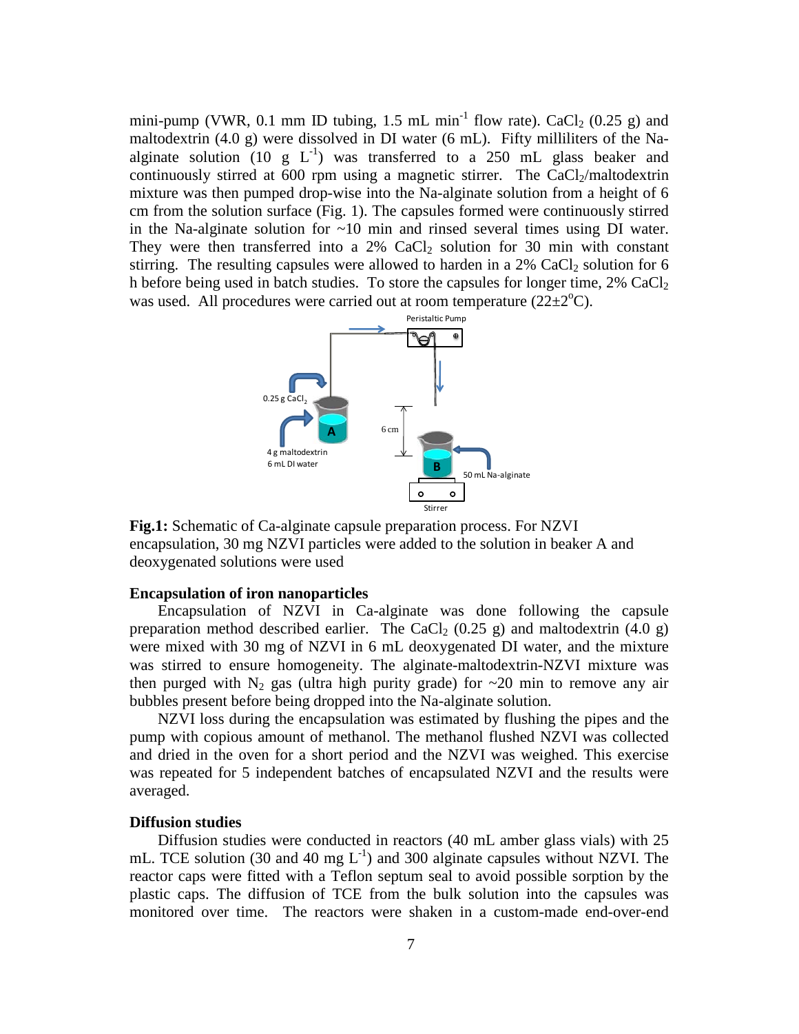mini-pump (VWR, 0.1 mm ID tubing, 1.5 mL $min^{-1}$ flow rate). $CaCl_2$ (0.25 g) and maltodextrin (4.0 g) were dissolved in DI water (6 mL). Fifty milliliters of the Na-alginate solution (10 g $L^{-1}$) was transferred to a 250 mL glass beaker and continuously stirred at 600 rpm using a magnetic stirrer. The $CaCl_2$/maltodextrin mixture was then pumped drop-wise into the Na-alginate solution from a height of 6 cm from the solution surface (Fig. 1). The capsules formed were continuously stirred in the Na-alginate solution for ~10 min and rinsed several times using DI water. They were then transferred into a 2% $CaCl_2$ solution for 30 min with constant stirring. The resulting capsules were allowed to harden in a 2% $CaCl_2$ solution for 6 h before being used in batch studies. To store the capsules for longer time, 2% $CaCl_2$ was used. All procedures were carried out at room temperature (22±2°C).

**Fig.1:** Schematic of Ca-alginate capsule preparation process. For NZVI encapsulation, 30 mg NZVI particles were added to the solution in beaker A and deoxygenated solutions were used

**Encapsulation of iron nanoparticles**

Encapsulation of NZVI in Ca-alginate was done following the capsule preparation method described earlier. The $CaCl_2$ (0.25 g) and maltodextrin (4.0 g) were mixed with 30 mg of NZVI in 6 mL deoxygenated DI water, and the mixture was stirred to ensure homogeneity. The alginate-maltodextrin-NZVI mixture was then purged with $N_2$ gas (ultra high purity grade) for ~20 min to remove any air bubbles present before being dropped into the Na-alginate solution.

NZVI loss during the encapsulation was estimated by flushing the pipes and the pump with copious amount of methanol. The methanol flushed NZVI was collected and dried in the oven for a short period and the NZVI was weighed. This exercise was repeated for 5 independent batches of encapsulated NZVI and the results were averaged.

**Diffusion studies**

Diffusion studies were conducted in reactors (40 mL amber glass vials) with 25 mL. TCE solution (30 and 40 mg $L^{-1}$) and 300 alginate capsules without NZVI. The reactor caps were fitted with a Teflon septum seal to avoid possible sorption by the plastic caps. The diffusion of TCE from the bulk solution into the capsules was monitored over time. The reactors were shaken in a custom-made end-over-end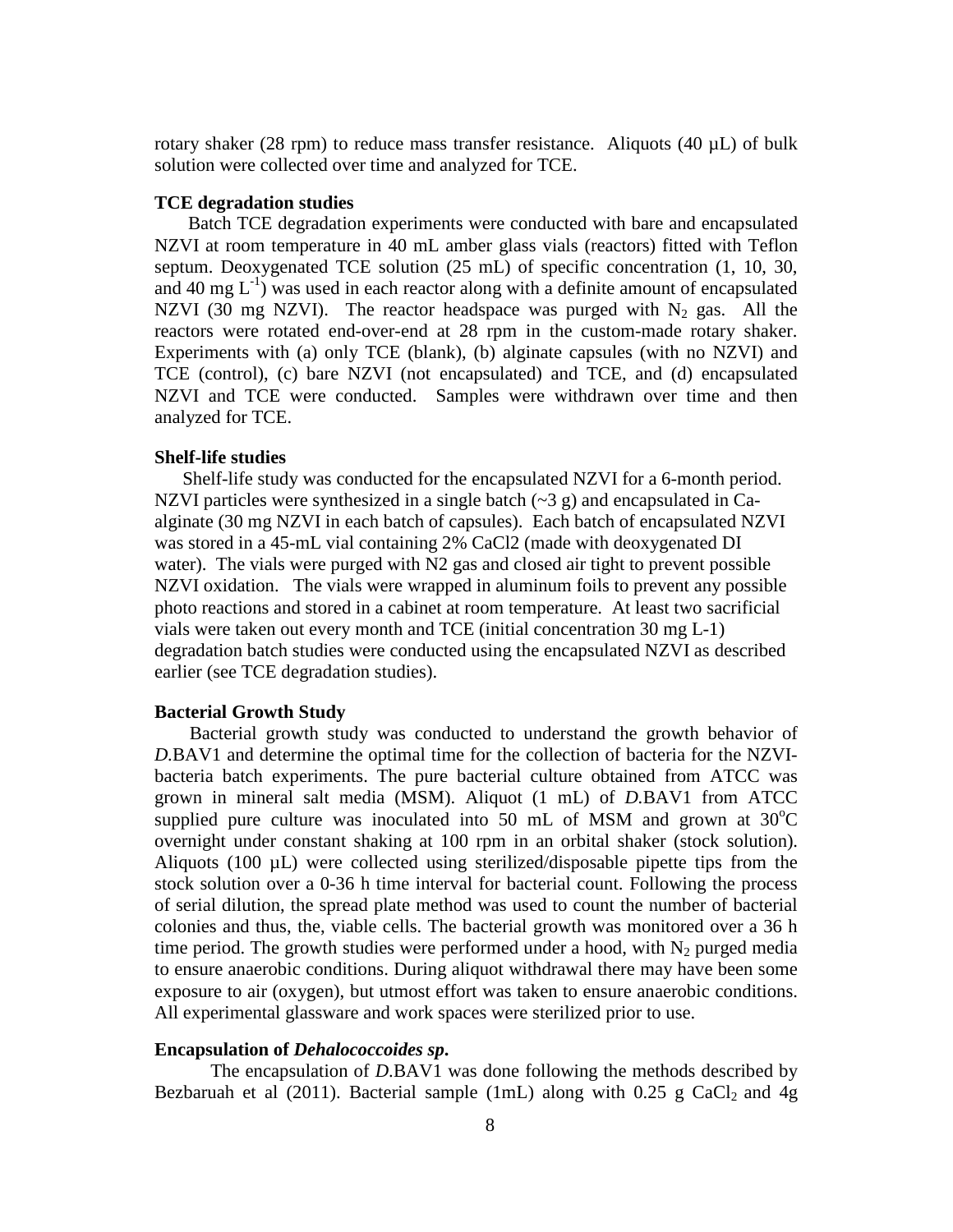rotary shaker (28 rpm) to reduce mass transfer resistance. Aliquots (40 µL) of bulk solution were collected over time and analyzed for TCE.

**TCE degradation studies**

Batch TCE degradation experiments were conducted with bare and encapsulated NZVI at room temperature in 40 mL amber glass vials (reactors) fitted with Teflon septum. Deoxygenated TCE solution (25 mL) of specific concentration (1, 10, 30, and 40 mg $L^{-1}$) was used in each reactor along with a definite amount of encapsulated NZVI (30 mg NZVI). The reactor headspace was purged with $N_2$ gas. All the reactors were rotated end-over-end at 28 rpm in the custom-made rotary shaker. Experiments with (a) only TCE (blank), (b) alginate capsules (with no NZVI) and TCE (control), (c) bare NZVI (not encapsulated) and TCE, and (d) encapsulated NZVI and TCE were conducted. Samples were withdrawn over time and then analyzed for TCE.

**Shelf-life studies**

Shelf-life study was conducted for the encapsulated NZVI for a 6-month period. NZVI particles were synthesized in a single batch (~3 g) and encapsulated in Ca-alginate (30 mg NZVI in each batch of capsules). Each batch of encapsulated NZVI was stored in a 45-mL vial containing 2% CaCl2 (made with deoxygenated DI water). The vials were purged with N2 gas and closed air tight to prevent possible NZVI oxidation. The vials were wrapped in aluminum foils to prevent any possible photo reactions and stored in a cabinet at room temperature. At least two sacrificial vials were taken out every month and TCE (initial concentration 30 mg L-1) degradation batch studies were conducted using the encapsulated NZVI as described earlier (see TCE degradation studies).

**Bacterial Growth Study**

Bacterial growth study was conducted to understand the growth behavior of *D.*BAV1 and determine the optimal time for the collection of bacteria for the NZVI-bacteria batch experiments. The pure bacterial culture obtained from ATCC was grown in mineral salt media (MSM). Aliquot (1 mL) of *D.*BAV1 from ATCC supplied pure culture was inoculated into 50 mL of MSM and grown at $30^{o}$C overnight under constant shaking at 100 rpm in an orbital shaker (stock solution). Aliquots (100 µL) were collected using sterilized/disposable pipette tips from the stock solution over a 0-36 h time interval for bacterial count. Following the process of serial dilution, the spread plate method was used to count the number of bacterial colonies and thus, the, viable cells. The bacterial growth was monitored over a 36 h time period. The growth studies were performed under a hood, with $N_2$ purged media to ensure anaerobic conditions. During aliquot withdrawal there may have been some exposure to air (oxygen), but utmost effort was taken to ensure anaerobic conditions. All experimental glassware and work spaces were sterilized prior to use.

**Encapsulation of *Dehalococcoides sp*.**

The encapsulation of *D.*BAV1 was done following the methods described by Bezbaruah et al (2011). Bacterial sample (1mL) along with 0.25 g $CaCl_2$ and 4g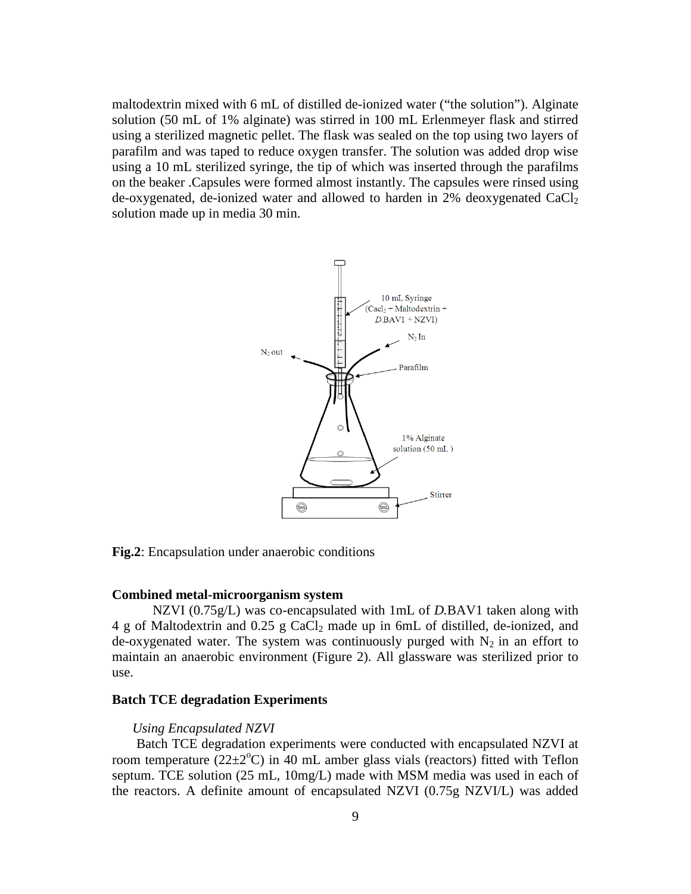maltodextrin mixed with 6 mL of distilled de-ionized water ("the solution"). Alginate solution (50 mL of 1% alginate) was stirred in 100 mL Erlenmeyer flask and stirred using a sterilized magnetic pellet. The flask was sealed on the top using two layers of parafilm and was taped to reduce oxygen transfer. The solution was added drop wise using a 10 mL sterilized syringe, the tip of which was inserted through the parafilms on the beaker .Capsules were formed almost instantly. The capsules were rinsed using de-oxygenated, de-ionized water and allowed to harden in 2% deoxygenated $CaCl_2$ solution made up in media 30 min.

**Fig.2**: Encapsulation under anaerobic conditions

### Combined metal-microorganism system

NZVI (0.75g/L) was co-encapsulated with 1mL of *D.*BAV1 taken along with 4 g of Maltodextrin and 0.25 g $CaCl_2$ made up in 6mL of distilled, de-ionized, and de-oxygenated water. The system was continuously purged with $N_2$ in an effort to maintain an anaerobic environment (Figure 2). All glassware was sterilized prior to use.

### Batch TCE degradation Experiments

*Using Encapsulated NZVI*

Batch TCE degradation experiments were conducted with encapsulated NZVI at room temperature (22±2°C) in 40 mL amber glass vials (reactors) fitted with Teflon septum. TCE solution (25 mL, 10mg/L) made with MSM media was used in each of the reactors. A definite amount of encapsulated NZVI (0.75g NZVI/L) was added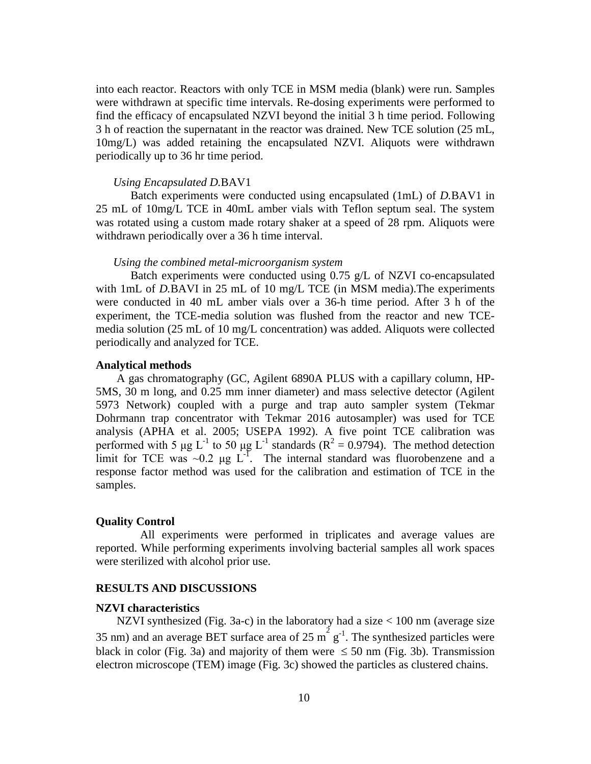into each reactor. Reactors with only TCE in MSM media (blank) were run. Samples were withdrawn at specific time intervals. Re-dosing experiments were performed to find the efficacy of encapsulated NZVI beyond the initial 3 h time period. Following 3 h of reaction the supernatant in the reactor was drained. New TCE solution (25 mL, 10mg/L) was added retaining the encapsulated NZVI. Aliquots were withdrawn periodically up to 36 hr time period.

*Using Encapsulated D.*BAV1

Batch experiments were conducted using encapsulated (1mL) of *D.*BAV1 in 25 mL of 10mg/L TCE in 40mL amber vials with Teflon septum seal. The system was rotated using a custom made rotary shaker at a speed of 28 rpm. Aliquots were withdrawn periodically over a 36 h time interval.

*Using the combined metal-microorganism system*

Batch experiments were conducted using 0.75 g/L of NZVI co-encapsulated with 1mL of *D.*BAVI in 25 mL of 10 mg/L TCE (in MSM media).The experiments were conducted in 40 mL amber vials over a 36-h time period. After 3 h of the experiment, the TCE-media solution was flushed from the reactor and new TCE-media solution (25 mL of 10 mg/L concentration) was added. Aliquots were collected periodically and analyzed for TCE.

**Analytical methods**

A gas chromatography (GC, Agilent 6890A PLUS with a capillary column, HP-5MS, 30 m long, and 0.25 mm inner diameter) and mass selective detector (Agilent 5973 Network) coupled with a purge and trap auto sampler system (Tekmar Dohrmann trap concentrator with Tekmar 2016 autosampler) was used for TCE analysis (APHA et al. 2005; USEPA 1992). A five point TCE calibration was performed with 5 μg $L^{-1}$ to 50 μg $L^{-1}$ standards ($R^2 = 0.9794$). The method detection limit for TCE was ~0.2 μg $L^{-1}$. The internal standard was fluorobenzene and a response factor method was used for the calibration and estimation of TCE in the samples.

**Quality Control**

All experiments were performed in triplicates and average values are reported. While performing experiments involving bacterial samples all work spaces were sterilized with alcohol prior use.

**RESULTS AND DISCUSSIONS**

**NZVI characteristics**

NZVI synthesized (Fig. 3a-c) in the laboratory had a size < 100 nm (average size 35 nm) and an average BET surface area of 25 $m^2$ $g^{-1}$. The synthesized particles were black in color (Fig. 3a) and majority of them were $\leq 50$ nm (Fig. 3b). Transmission electron microscope (TEM) image (Fig. 3c) showed the particles as clustered chains.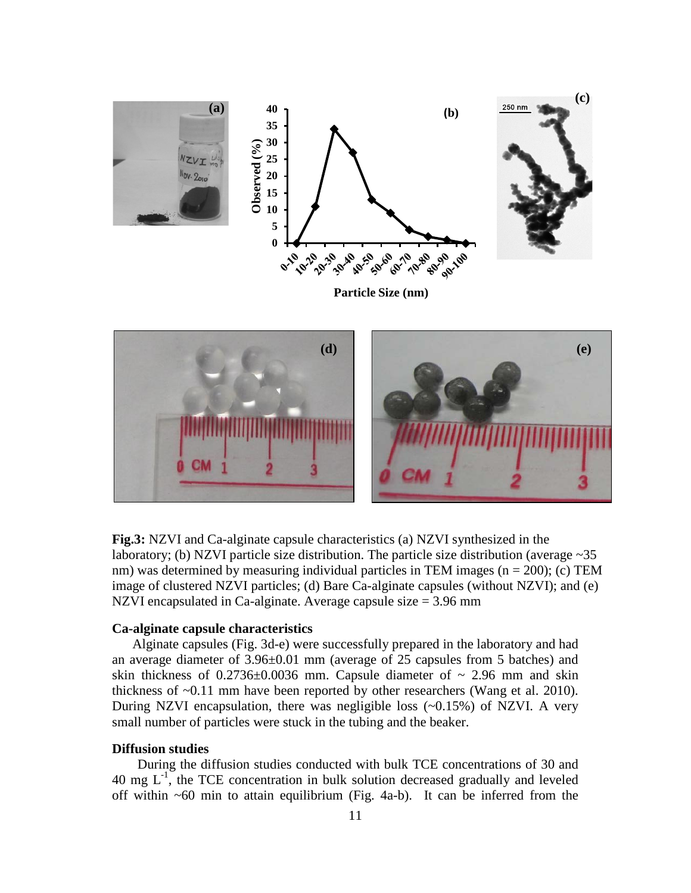**Fig.3:** NZVI and Ca-alginate capsule characteristics (a) NZVI synthesized in the laboratory; (b) NZVI particle size distribution. The particle size distribution (average ~35 nm) was determined by measuring individual particles in TEM images (n = 200); (c) TEM image of clustered NZVI particles; (d) Bare Ca-alginate capsules (without NZVI); and (e) NZVI encapsulated in Ca-alginate. Average capsule size = 3.96 mm

### Ca-alginate capsule characteristics

Alginate capsules (Fig. 3d-e) were successfully prepared in the laboratory and had an average diameter of 3.96±0.01 mm (average of 25 capsules from 5 batches) and skin thickness of 0.2736±0.0036 mm. Capsule diameter of ~ 2.96 mm and skin thickness of ~0.11 mm have been reported by other researchers (Wang et al. 2010). During NZVI encapsulation, there was negligible loss (~0.15%) of NZVI. A very small number of particles were stuck in the tubing and the beaker.

### Diffusion studies

During the diffusion studies conducted with bulk TCE concentrations of 30 and 40 mg $L^{-1}$, the TCE concentration in bulk solution decreased gradually and leveled off within ~60 min to attain equilibrium (Fig. 4a-b). It can be inferred from the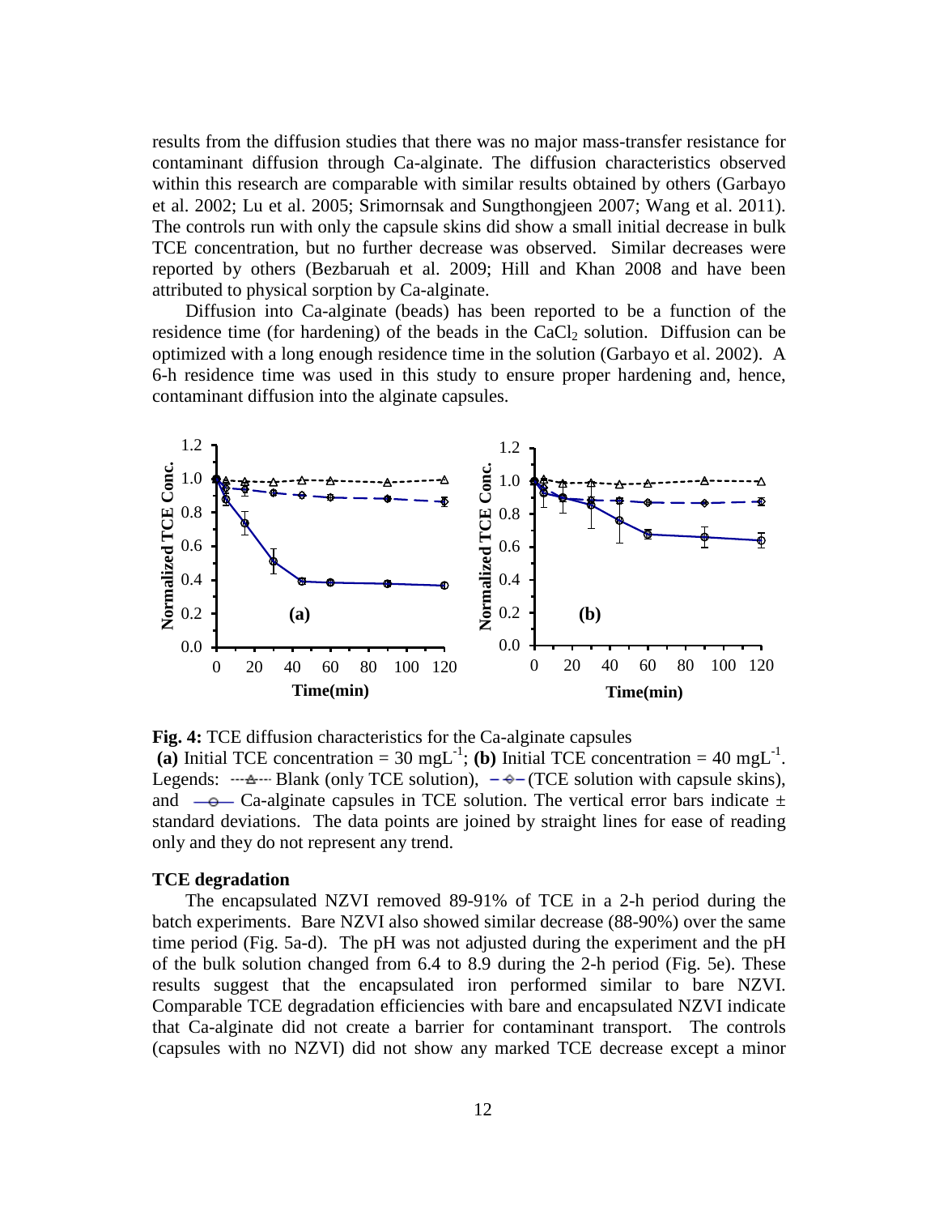results from the diffusion studies that there was no major mass-transfer resistance for contaminant diffusion through Ca-alginate. The diffusion characteristics observed within this research are comparable with similar results obtained by others (Garbayo et al. 2002; Lu et al. 2005; Srimornsak and Sungthongjeen 2007; Wang et al. 2011). The controls run with only the capsule skins did show a small initial decrease in bulk TCE concentration, but no further decrease was observed. Similar decreases were reported by others (Bezbaruah et al. 2009; Hill and Khan 2008 and have been attributed to physical sorption by Ca-alginate.

Diffusion into Ca-alginate (beads) has been reported to be a function of the residence time (for hardening) of the beads in the $CaCl_2$ solution. Diffusion can be optimized with a long enough residence time in the solution (Garbayo et al. 2002). A 6-h residence time was used in this study to ensure proper hardening and, hence, contaminant diffusion into the alginate capsules.

**Fig. 4:** TCE diffusion characteristics for the Ca-alginate capsules **(a)** Initial TCE concentration = 30 $mgL^{-1}$; **(b)** Initial TCE concentration = 40 $mgL^{-1}$. Legends: Blank (only TCE solution), (TCE solution with capsule skins), and Ca-alginate capsules in TCE solution. The vertical error bars indicate ± standard deviations. The data points are joined by straight lines for ease of reading only and they do not represent any trend.

### TCE degradation

The encapsulated NZVI removed 89-91% of TCE in a 2-h period during the batch experiments. Bare NZVI also showed similar decrease (88-90%) over the same time period (Fig. 5a-d). The pH was not adjusted during the experiment and the pH of the bulk solution changed from 6.4 to 8.9 during the 2-h period (Fig. 5e). These results suggest that the encapsulated iron performed similar to bare NZVI. Comparable TCE degradation efficiencies with bare and encapsulated NZVI indicate that Ca-alginate did not create a barrier for contaminant transport. The controls (capsules with no NZVI) did not show any marked TCE decrease except a minor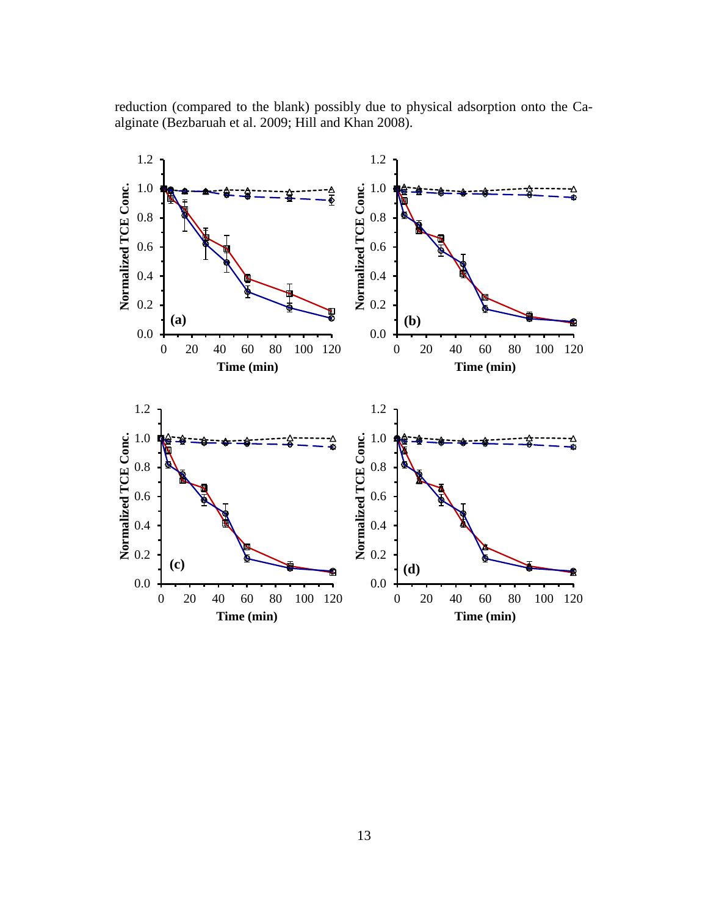reduction (compared to the blank) possibly due to physical adsorption onto the Ca-alginate (Bezbaruah et al. 2009; Hill and Khan 2008).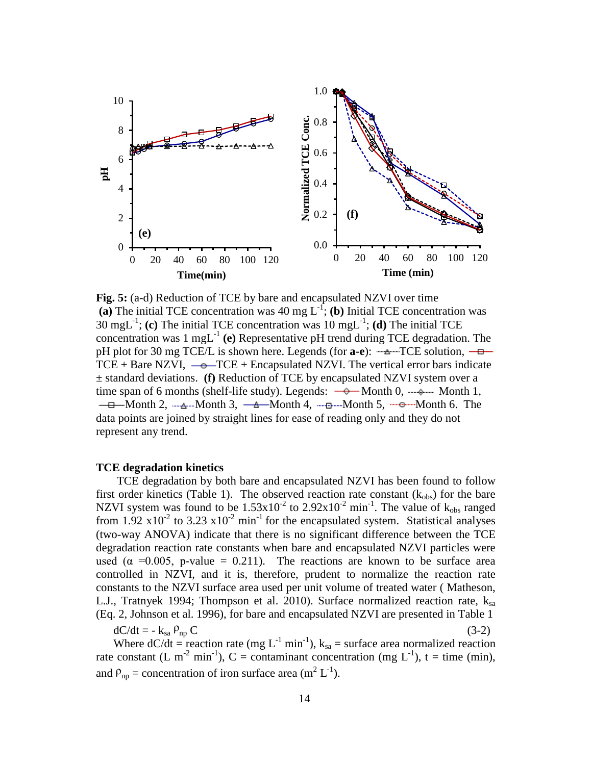**Fig. 5:** (a-d) Reduction of TCE by bare and encapsulated NZVI over time **(a)** The initial TCE concentration was 40 mg $L^{-1}$; **(b)** Initial TCE concentration was 30 $mgL^{-1}$; **(c)** The initial TCE concentration was 10 $mgL^{-1}$; **(d)** The initial TCE concentration was 1 $mgL^{-1}$ **(e)** Representative pH trend during TCE degradation. The pH plot for 30 mg TCE/L is shown here. Legends (for **a-e**): TCE solution, TCE + Bare NZVI, TCE + Encapsulated NZVI. The vertical error bars indicate ± standard deviations. **(f)** Reduction of TCE by encapsulated NZVI system over a time span of 6 months (shelf-life study). Legends: Month 0, Month 1, Month 2, Month 3, Month 4, Month 5, Month 6. The data points are joined by straight lines for ease of reading only and they do not represent any trend.

**TCE degradation kinetics**

TCE degradation by both bare and encapsulated NZVI has been found to follow first order kinetics (Table 1). The observed reaction rate constant ($k_{obs}$) for the bare NZVI system was found to be $1.53\times10^{-2}$ to $2.92\times10^{-2}$ $min^{-1}$. The value of $k_{obs}$ ranged from 1.92 $\times10^{-2}$ to 3.23 $\times10^{-2}$ $min^{-1}$ for the encapsulated system. Statistical analyses (two-way ANOVA) indicate that there is no significant difference between the TCE degradation reaction rate constants when bare and encapsulated NZVI particles were used ($\alpha$ =0.005, p-value = 0.211). The reactions are known to be surface area controlled in NZVI, and it is, therefore, prudent to normalize the reaction rate constants to the NZVI surface area used per unit volume of treated water ( Matheson, L.J., Tratnyek 1994; Thompson et al. 2010). Surface normalized reaction rate, $k_{sa}$ (Eq. 2, Johnson et al. 1996), for bare and encapsulated NZVI are presented in Table 1

$$dC/dt = - k_{sa} \rho_{np} C \quad (3\text{-}2)$$

Where dC/dt = reaction rate (mg $L^{-1}$ $min^{-1}$), $k_{sa}$ = surface area normalized reaction rate constant (L $m^{-2}$ $min^{-1}$), C = contaminant concentration (mg $L^{-1}$), t = time (min), and $\rho_{np}$ = concentration of iron surface area ($m^2$ $L^{-1}$).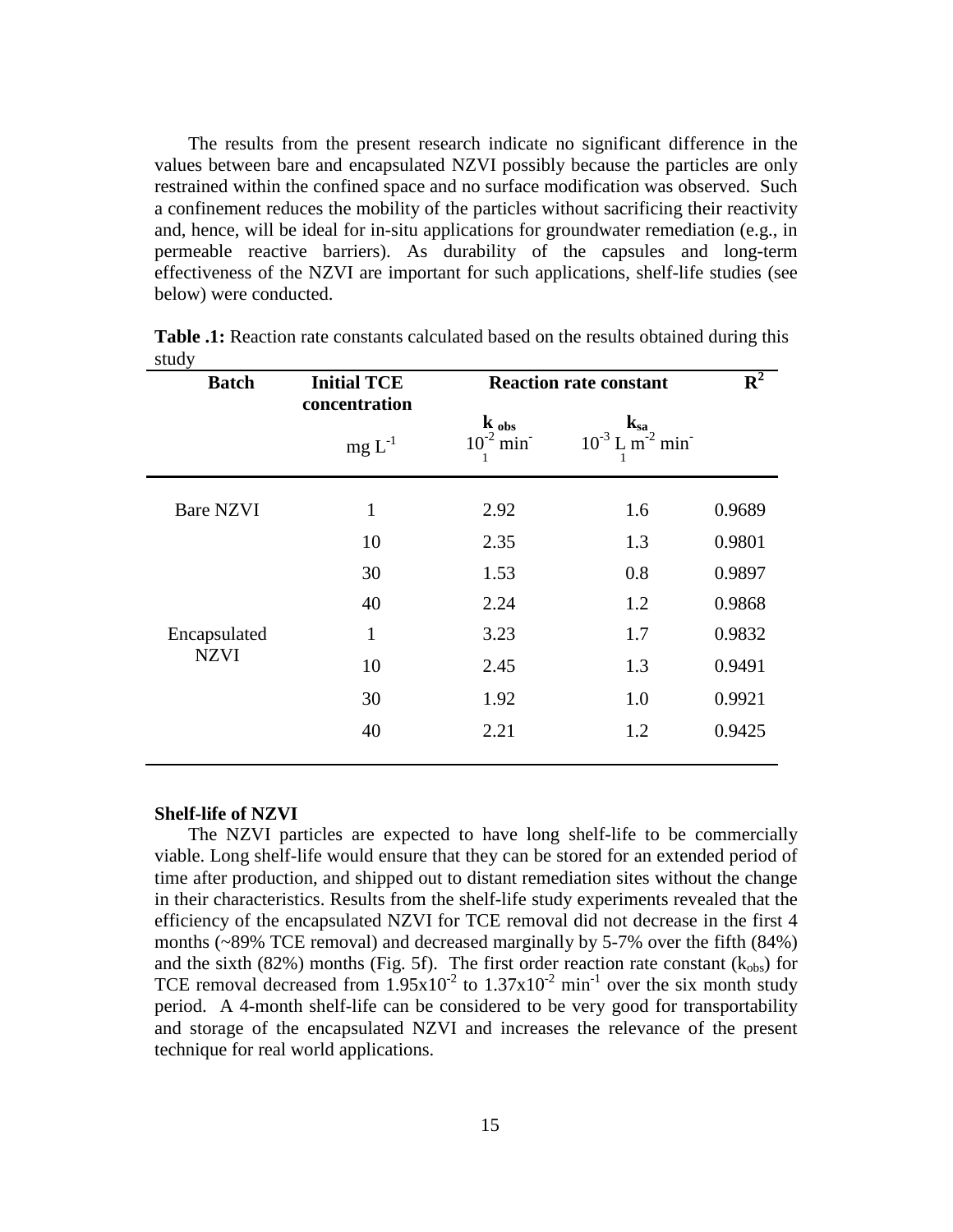The results from the present research indicate no significant difference in the values between bare and encapsulated NZVI possibly because the particles are only restrained within the confined space and no surface modification was observed. Such a confinement reduces the mobility of the particles without sacrificing their reactivity and, hence, will be ideal for in-situ applications for groundwater remediation (e.g., in permeable reactive barriers). As durability of the capsules and long-term effectiveness of the NZVI are important for such applications, shelf-life studies (see below) were conducted.

**Table .1:** Reaction rate constants calculated based on the results obtained during this study

| Batch | Initial TCE concentration | Reaction rate constant | | $R^2$ |
|---|---|---|---|---|
| | $mg\ L^{-1}$ | $k_{obs}$ $10^{-2}\ min^{-1}$ | $k_{sa}$ $10^{-3}\ L\ m^{-2}\ min^{-1}$ | |
| Bare NZVI | 1 | 2.92 | 1.6 | 0.9689 |
| | 10 | 2.35 | 1.3 | 0.9801 |
| | 30 | 1.53 | 0.8 | 0.9897 |
| | 40 | 2.24 | 1.2 | 0.9868 |
| Encapsulated NZVI | 1 | 3.23 | 1.7 | 0.9832 |
| | 10 | 2.45 | 1.3 | 0.9491 |
| | 30 | 1.92 | 1.0 | 0.9921 |
| | 40 | 2.21 | 1.2 | 0.9425 |

**Shelf-life of NZVI**

The NZVI particles are expected to have long shelf-life to be commercially viable. Long shelf-life would ensure that they can be stored for an extended period of time after production, and shipped out to distant remediation sites without the change in their characteristics. Results from the shelf-life study experiments revealed that the efficiency of the encapsulated NZVI for TCE removal did not decrease in the first 4 months (~89% TCE removal) and decreased marginally by 5-7% over the fifth (84%) and the sixth (82%) months (Fig. 5f). The first order reaction rate constant ($k_{obs}$) for TCE removal decreased from $1.95 \times 10^{-2}$ to $1.37 \times 10^{-2}$ $min^{-1}$ over the six month study period. A 4-month shelf-life can be considered to be very good for transportability and storage of the encapsulated NZVI and increases the relevance of the present technique for real world applications.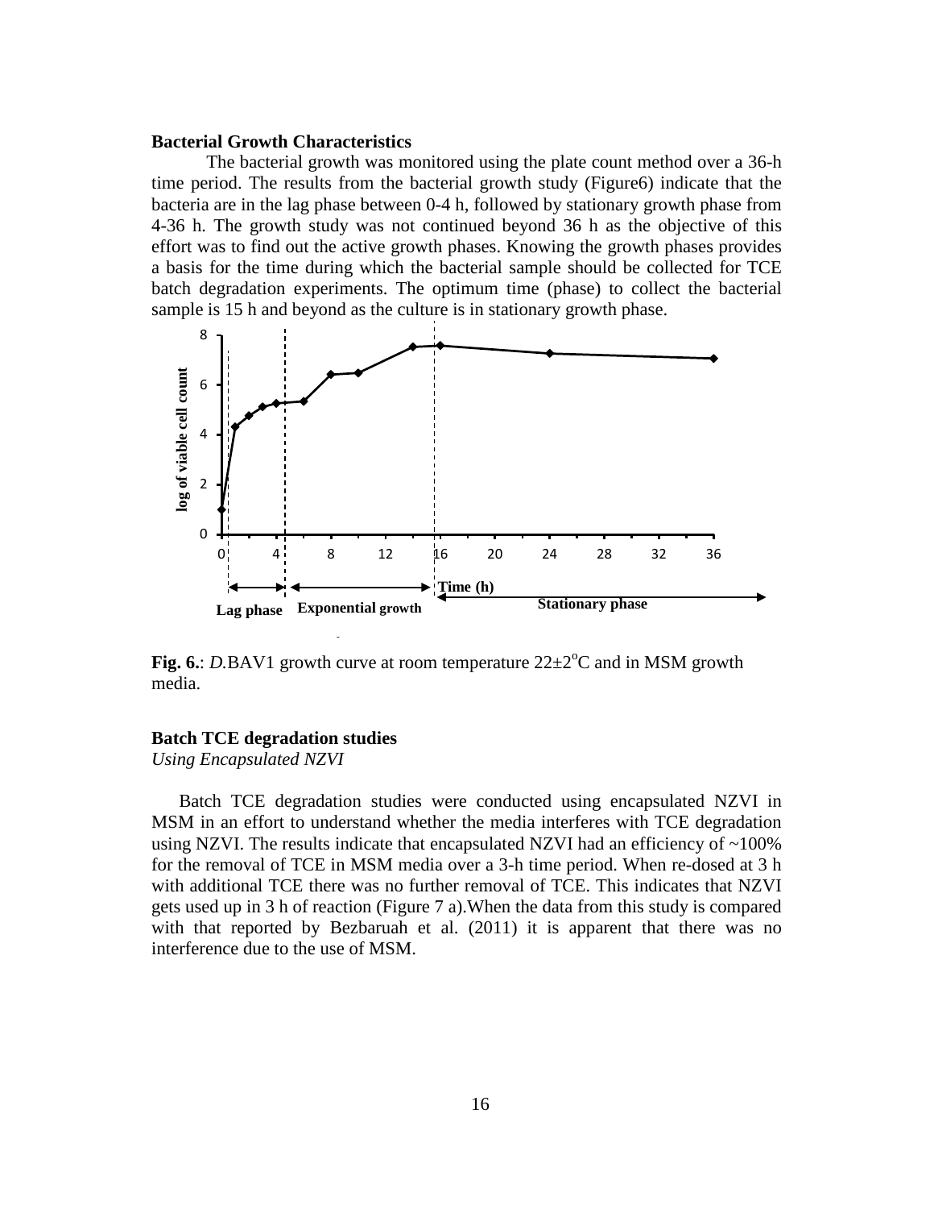**Bacterial Growth Characteristics**

The bacterial growth was monitored using the plate count method over a 36-h time period. The results from the bacterial growth study (Figure6) indicate that the bacteria are in the lag phase between 0-4 h, followed by stationary growth phase from 4-36 h. The growth study was not continued beyond 36 h as the objective of this effort was to find out the active growth phases. Knowing the growth phases provides a basis for the time during which the bacterial sample should be collected for TCE batch degradation experiments. The optimum time (phase) to collect the bacterial sample is 15 h and beyond as the culture is in stationary growth phase.

**Fig. 6.**: *D.*BAV1 growth curve at room temperature 22±2$^{o}$C and in MSM growth media.

**Batch TCE degradation studies**

*Using Encapsulated NZVI*

Batch TCE degradation studies were conducted using encapsulated NZVI in MSM in an effort to understand whether the media interferes with TCE degradation using NZVI. The results indicate that encapsulated NZVI had an efficiency of ~100% for the removal of TCE in MSM media over a 3-h time period. When re-dosed at 3 h with additional TCE there was no further removal of TCE. This indicates that NZVI gets used up in 3 h of reaction (Figure 7 a).When the data from this study is compared with that reported by Bezbaruah et al. (2011) it is apparent that there was no interference due to the use of MSM.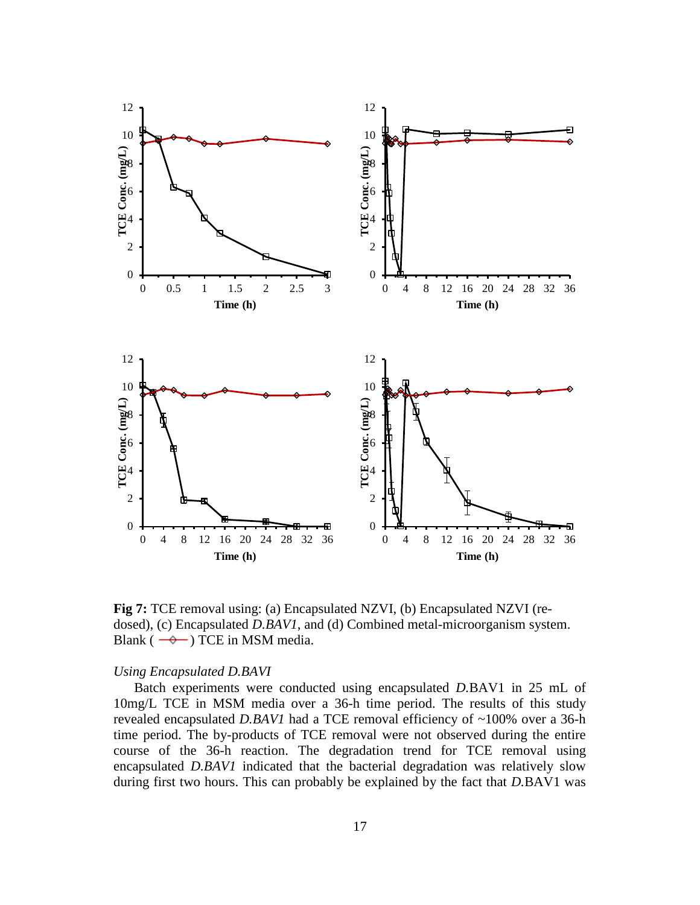**Fig 7:** TCE removal using: (a) Encapsulated NZVI, (b) Encapsulated NZVI (re-dosed), (c) Encapsulated *D.BAV1*, and (d) Combined metal-microorganism system. Blank ( —◇— ) TCE in MSM media.

*Using Encapsulated D.BAVI*

Batch experiments were conducted using encapsulated *D.*BAV1 in 25 mL of 10mg/L TCE in MSM media over a 36-h time period. The results of this study revealed encapsulated *D.BAV1* had a TCE removal efficiency of ~100% over a 36-h time period. The by-products of TCE removal were not observed during the entire course of the 36-h reaction. The degradation trend for TCE removal using encapsulated *D.BAV1* indicated that the bacterial degradation was relatively slow during first two hours. This can probably be explained by the fact that *D.*BAV1 was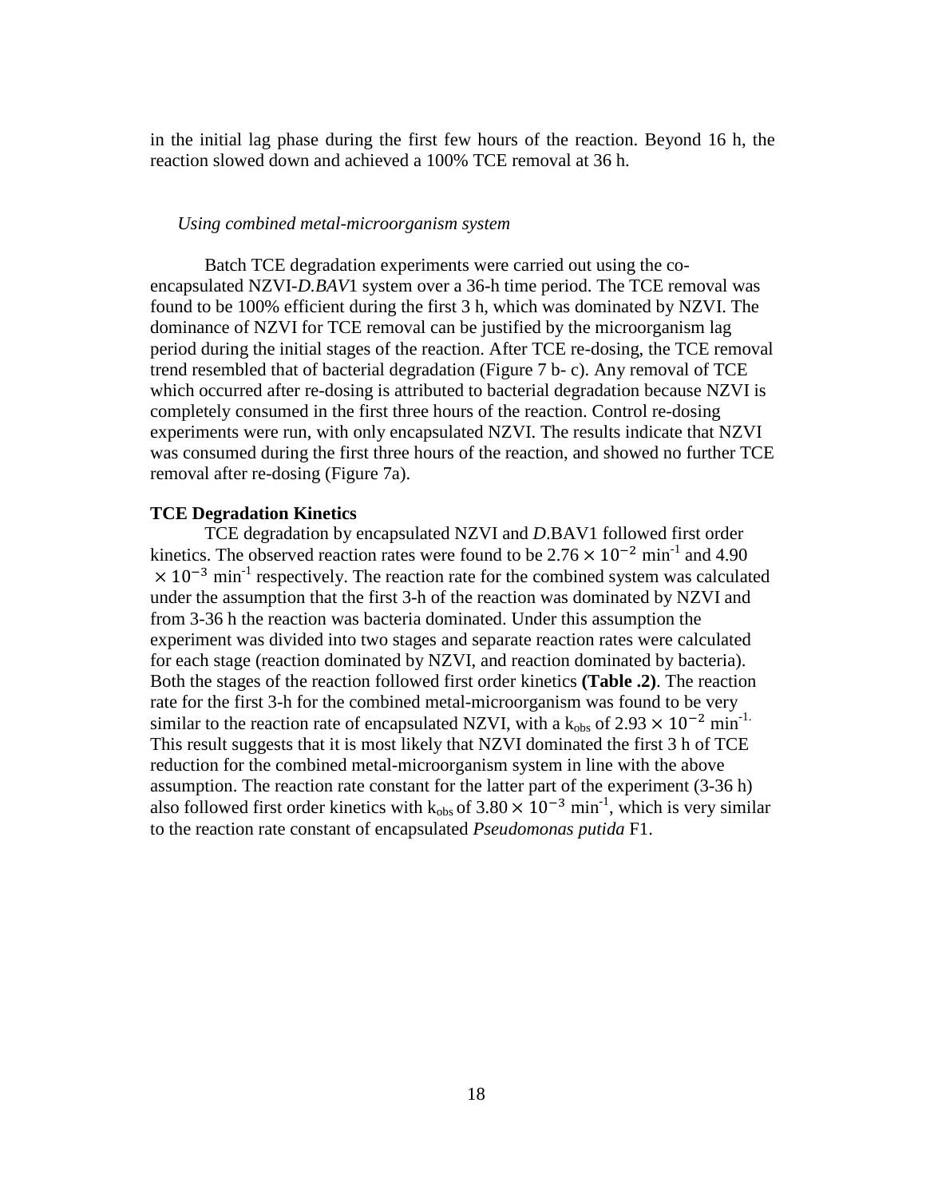in the initial lag phase during the first few hours of the reaction. Beyond 16 h, the reaction slowed down and achieved a 100% TCE removal at 36 h.

*Using combined metal-microorganism system*

Batch TCE degradation experiments were carried out using the co-encapsulated NZVI-*D.BAV*1 system over a 36-h time period. The TCE removal was found to be 100% efficient during the first 3 h, which was dominated by NZVI. The dominance of NZVI for TCE removal can be justified by the microorganism lag period during the initial stages of the reaction. After TCE re-dosing, the TCE removal trend resembled that of bacterial degradation (Figure 7 b- c). Any removal of TCE which occurred after re-dosing is attributed to bacterial degradation because NZVI is completely consumed in the first three hours of the reaction. Control re-dosing experiments were run, with only encapsulated NZVI. The results indicate that NZVI was consumed during the first three hours of the reaction, and showed no further TCE removal after re-dosing (Figure 7a).

**TCE Degradation Kinetics**

TCE degradation by encapsulated NZVI and *D*.BAV1 followed first order kinetics. The observed reaction rates were found to be $2.76 \times 10^{-2}$ min$^{-1}$ and $4.90 \times 10^{-3}$ min$^{-1}$ respectively. The reaction rate for the combined system was calculated under the assumption that the first 3-h of the reaction was dominated by NZVI and from 3-36 h the reaction was bacteria dominated. Under this assumption the experiment was divided into two stages and separate reaction rates were calculated for each stage (reaction dominated by NZVI, and reaction dominated by bacteria). Both the stages of the reaction followed first order kinetics **(Table .2)**. The reaction rate for the first 3-h for the combined metal-microorganism was found to be very similar to the reaction rate of encapsulated NZVI, with a $k_{obs}$ of $2.93 \times 10^{-2}$ min$^{-1.}$ This result suggests that it is most likely that NZVI dominated the first 3 h of TCE reduction for the combined metal-microorganism system in line with the above assumption. The reaction rate constant for the latter part of the experiment (3-36 h) also followed first order kinetics with $k_{obs}$ of $3.80 \times 10^{-3}$ min$^{-1}$, which is very similar to the reaction rate constant of encapsulated *Pseudomonas putida* F1.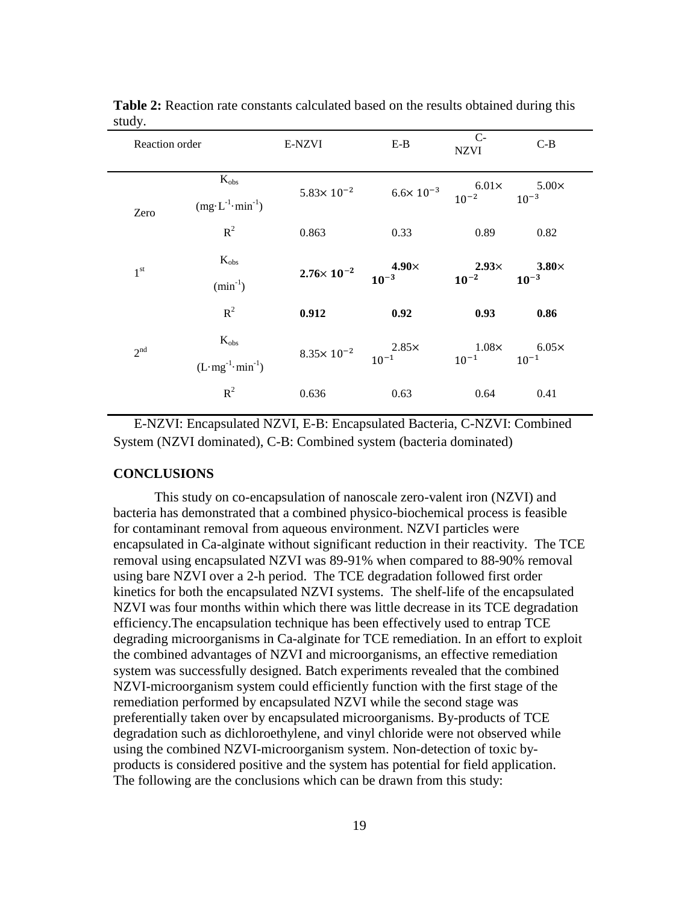**Table 2:** Reaction rate constants calculated based on the results obtained during this study.

| Reaction order | | E-NZVI | E-B | C-NZVI | C-B |
|---|---|---|---|---|---|
| Zero | $K_{obs}$ ($mg \cdot L^{-1} \cdot min^{-1}$) | $5.83\times 10^{-2}$ | $6.6\times 10^{-3}$ | $6.01\times 10^{-2}$ | $5.00\times 10^{-3}$ |
| | $R^2$ | 0.863 | 0.33 | 0.89 | 0.82 |
| 1[st] | $K_{obs}$ ($min^{-1}$) | **$2.76\times 10^{-2}$** | **$4.90\times 10^{-3}$** | **$2.93\times 10^{-2}$** | **$3.80\times 10^{-3}$** |
| | $R^2$ | **0.912** | **0.92** | **0.93** | **0.86** |
| 2[nd] | $K_{obs}$ ($L \cdot mg^{-1} \cdot min^{-1}$) | $8.35\times 10^{-2}$ | $2.85\times 10^{-1}$ | $1.08\times 10^{-1}$ | $6.05\times 10^{-1}$ |
| | $R^2$ | 0.636 | 0.63 | 0.64 | 0.41 |

E-NZVI: Encapsulated NZVI, E-B: Encapsulated Bacteria, C-NZVI: Combined System (NZVI dominated), C-B: Combined system (bacteria dominated)

## CONCLUSIONS

This study on co-encapsulation of nanoscale zero-valent iron (NZVI) and bacteria has demonstrated that a combined physico-biochemical process is feasible for contaminant removal from aqueous environment. NZVI particles were encapsulated in Ca-alginate without significant reduction in their reactivity. The TCE removal using encapsulated NZVI was 89-91% when compared to 88-90% removal using bare NZVI over a 2-h period. The TCE degradation followed first order kinetics for both the encapsulated NZVI systems. The shelf-life of the encapsulated NZVI was four months within which there was little decrease in its TCE degradation efficiency.The encapsulation technique has been effectively used to entrap TCE degrading microorganisms in Ca-alginate for TCE remediation. In an effort to exploit the combined advantages of NZVI and microorganisms, an effective remediation system was successfully designed. Batch experiments revealed that the combined NZVI-microorganism system could efficiently function with the first stage of the remediation performed by encapsulated NZVI while the second stage was preferentially taken over by encapsulated microorganisms. By-products of TCE degradation such as dichloroethylene, and vinyl chloride were not observed while using the combined NZVI-microorganism system. Non-detection of toxic by-products is considered positive and the system has potential for field application. The following are the conclusions which can be drawn from this study: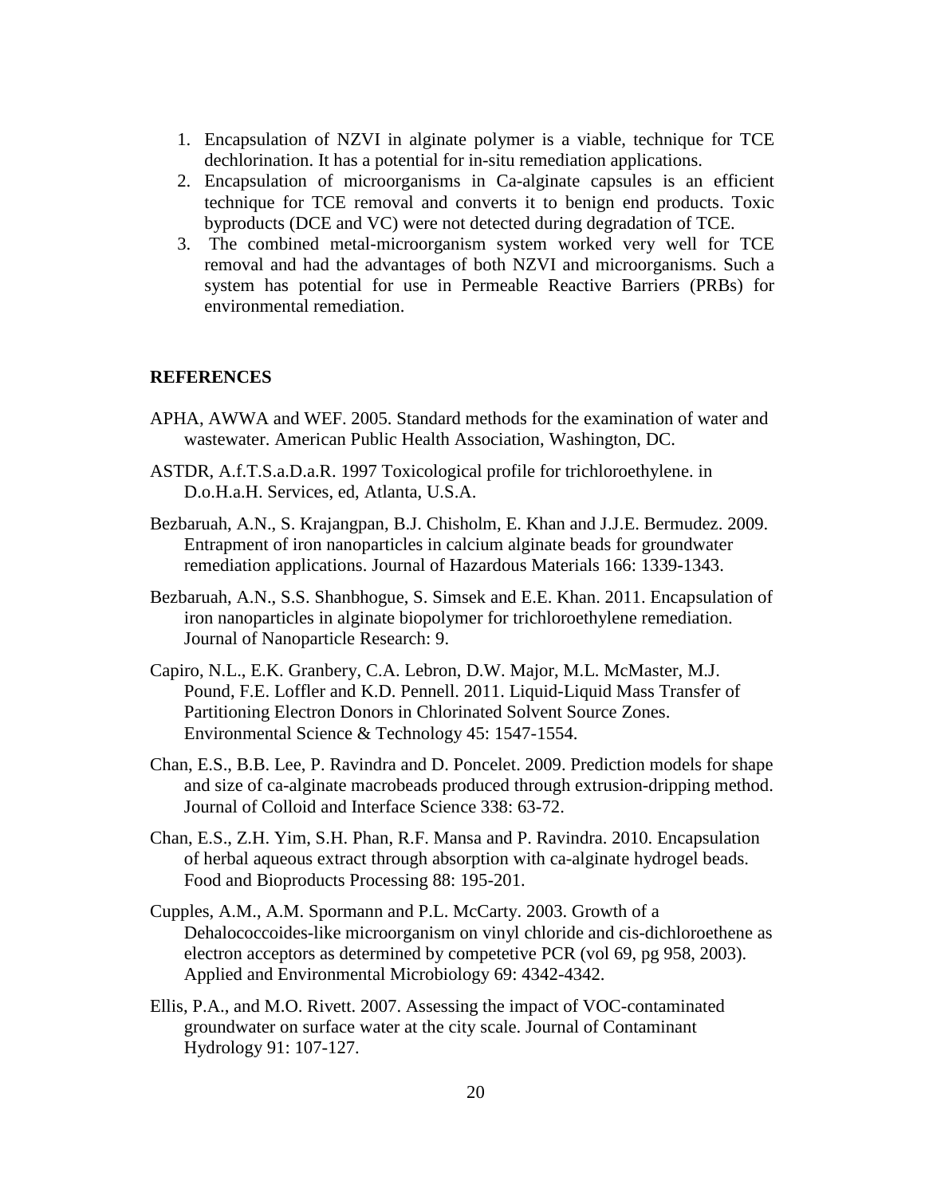1. Encapsulation of NZVI in alginate polymer is a viable, technique for TCE dechlorination. It has a potential for in-situ remediation applications.
2. Encapsulation of microorganisms in Ca-alginate capsules is an efficient technique for TCE removal and converts it to benign end products. Toxic byproducts (DCE and VC) were not detected during degradation of TCE.
3. The combined metal-microorganism system worked very well for TCE removal and had the advantages of both NZVI and microorganisms. Such a system has potential for use in Permeable Reactive Barriers (PRBs) for environmental remediation.

**REFERENCES**

APHA, AWWA and WEF. 2005. Standard methods for the examination of water and wastewater. American Public Health Association, Washington, DC.

ASTDR, A.f.T.S.a.D.a.R. 1997 Toxicological profile for trichloroethylene. in D.o.H.a.H. Services, ed, Atlanta, U.S.A.

Bezbaruah, A.N., S. Krajangpan, B.J. Chisholm, E. Khan and J.J.E. Bermudez. 2009. Entrapment of iron nanoparticles in calcium alginate beads for groundwater remediation applications. Journal of Hazardous Materials 166: 1339-1343.

Bezbaruah, A.N., S.S. Shanbhogue, S. Simsek and E.E. Khan. 2011. Encapsulation of iron nanoparticles in alginate biopolymer for trichloroethylene remediation. Journal of Nanoparticle Research: 9.

Capiro, N.L., E.K. Granbery, C.A. Lebron, D.W. Major, M.L. McMaster, M.J. Pound, F.E. Loffler and K.D. Pennell. 2011. Liquid-Liquid Mass Transfer of Partitioning Electron Donors in Chlorinated Solvent Source Zones. Environmental Science & Technology 45: 1547-1554.

Chan, E.S., B.B. Lee, P. Ravindra and D. Poncelet. 2009. Prediction models for shape and size of ca-alginate macrobeads produced through extrusion-dripping method. Journal of Colloid and Interface Science 338: 63-72.

Chan, E.S., Z.H. Yim, S.H. Phan, R.F. Mansa and P. Ravindra. 2010. Encapsulation of herbal aqueous extract through absorption with ca-alginate hydrogel beads. Food and Bioproducts Processing 88: 195-201.

Cupples, A.M., A.M. Spormann and P.L. McCarty. 2003. Growth of a Dehalococcoides-like microorganism on vinyl chloride and cis-dichloroethene as electron acceptors as determined by competetive PCR (vol 69, pg 958, 2003). Applied and Environmental Microbiology 69: 4342-4342.

Ellis, P.A., and M.O. Rivett. 2007. Assessing the impact of VOC-contaminated groundwater on surface water at the city scale. Journal of Contaminant Hydrology 91: 107-127.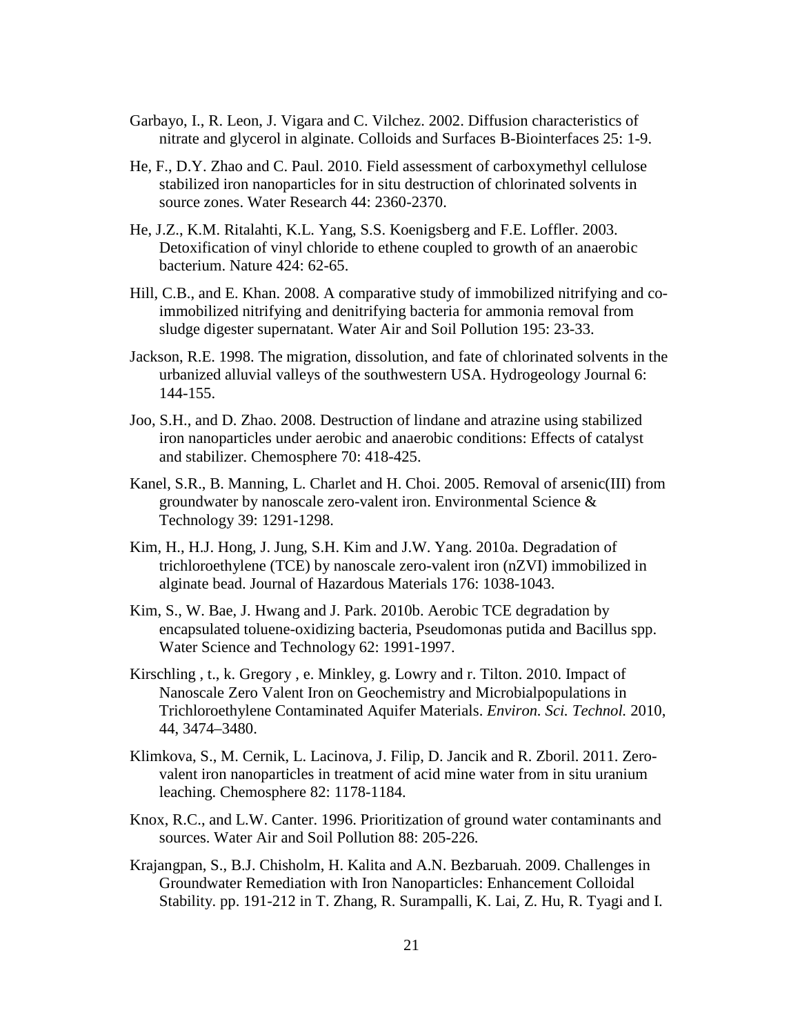Garbayo, I., R. Leon, J. Vigara and C. Vilchez. 2002. Diffusion characteristics of nitrate and glycerol in alginate. Colloids and Surfaces B-Biointerfaces 25: 1-9.

He, F., D.Y. Zhao and C. Paul. 2010. Field assessment of carboxymethyl cellulose stabilized iron nanoparticles for in situ destruction of chlorinated solvents in source zones. Water Research 44: 2360-2370.

He, J.Z., K.M. Ritalahti, K.L. Yang, S.S. Koenigsberg and F.E. Loffler. 2003. Detoxification of vinyl chloride to ethene coupled to growth of an anaerobic bacterium. Nature 424: 62-65.

Hill, C.B., and E. Khan. 2008. A comparative study of immobilized nitrifying and co-immobilized nitrifying and denitrifying bacteria for ammonia removal from sludge digester supernatant. Water Air and Soil Pollution 195: 23-33.

Jackson, R.E. 1998. The migration, dissolution, and fate of chlorinated solvents in the urbanized alluvial valleys of the southwestern USA. Hydrogeology Journal 6: 144-155.

Joo, S.H., and D. Zhao. 2008. Destruction of lindane and atrazine using stabilized iron nanoparticles under aerobic and anaerobic conditions: Effects of catalyst and stabilizer. Chemosphere 70: 418-425.

Kanel, S.R., B. Manning, L. Charlet and H. Choi. 2005. Removal of arsenic(III) from groundwater by nanoscale zero-valent iron. Environmental Science & Technology 39: 1291-1298.

Kim, H., H.J. Hong, J. Jung, S.H. Kim and J.W. Yang. 2010a. Degradation of trichloroethylene (TCE) by nanoscale zero-valent iron (nZVI) immobilized in alginate bead. Journal of Hazardous Materials 176: 1038-1043.

Kim, S., W. Bae, J. Hwang and J. Park. 2010b. Aerobic TCE degradation by encapsulated toluene-oxidizing bacteria, Pseudomonas putida and Bacillus spp. Water Science and Technology 62: 1991-1997.

Kirschling , t., k. Gregory , e. Minkley, g. Lowry and r. Tilton. 2010. Impact of Nanoscale Zero Valent Iron on Geochemistry and Microbialpopulations in Trichloroethylene Contaminated Aquifer Materials. *Environ. Sci. Technol.* 2010, 44, 3474–3480.

Klimkova, S., M. Cernik, L. Lacinova, J. Filip, D. Jancik and R. Zboril. 2011. Zero-valent iron nanoparticles in treatment of acid mine water from in situ uranium leaching. Chemosphere 82: 1178-1184.

Knox, R.C., and L.W. Canter. 1996. Prioritization of ground water contaminants and sources. Water Air and Soil Pollution 88: 205-226.

Krajangpan, S., B.J. Chisholm, H. Kalita and A.N. Bezbaruah. 2009. Challenges in Groundwater Remediation with Iron Nanoparticles: Enhancement Colloidal Stability. pp. 191-212 in T. Zhang, R. Surampalli, K. Lai, Z. Hu, R. Tyagi and I.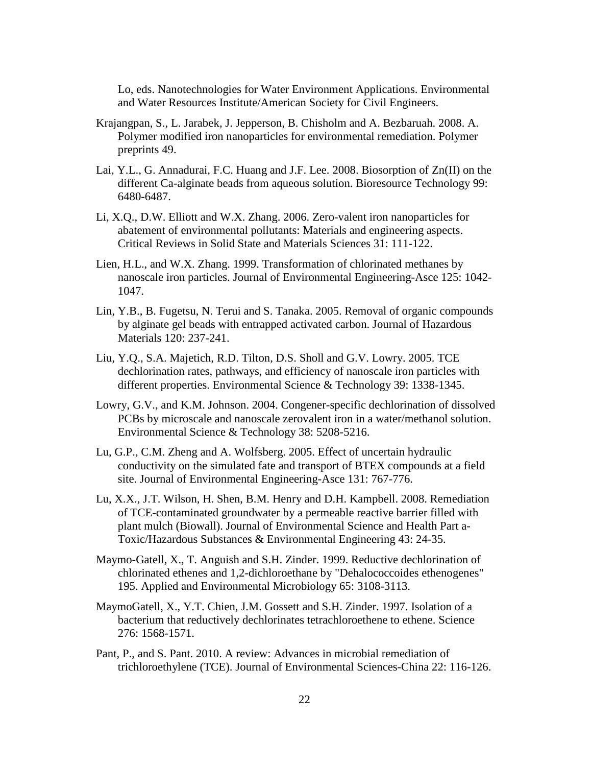Lo, eds. Nanotechnologies for Water Environment Applications. Environmental and Water Resources Institute/American Society for Civil Engineers.

Krajangpan, S., L. Jarabek, J. Jepperson, B. Chisholm and A. Bezbaruah. 2008. A. Polymer modified iron nanoparticles for environmental remediation. Polymer preprints 49.

Lai, Y.L., G. Annadurai, F.C. Huang and J.F. Lee. 2008. Biosorption of Zn(II) on the different Ca-alginate beads from aqueous solution. Bioresource Technology 99: 6480-6487.

Li, X.Q., D.W. Elliott and W.X. Zhang. 2006. Zero-valent iron nanoparticles for abatement of environmental pollutants: Materials and engineering aspects. Critical Reviews in Solid State and Materials Sciences 31: 111-122.

Lien, H.L., and W.X. Zhang. 1999. Transformation of chlorinated methanes by nanoscale iron particles. Journal of Environmental Engineering-Asce 125: 1042-1047.

Lin, Y.B., B. Fugetsu, N. Terui and S. Tanaka. 2005. Removal of organic compounds by alginate gel beads with entrapped activated carbon. Journal of Hazardous Materials 120: 237-241.

Liu, Y.Q., S.A. Majetich, R.D. Tilton, D.S. Sholl and G.V. Lowry. 2005. TCE dechlorination rates, pathways, and efficiency of nanoscale iron particles with different properties. Environmental Science & Technology 39: 1338-1345.

Lowry, G.V., and K.M. Johnson. 2004. Congener-specific dechlorination of dissolved PCBs by microscale and nanoscale zerovalent iron in a water/methanol solution. Environmental Science & Technology 38: 5208-5216.

Lu, G.P., C.M. Zheng and A. Wolfsberg. 2005. Effect of uncertain hydraulic conductivity on the simulated fate and transport of BTEX compounds at a field site. Journal of Environmental Engineering-Asce 131: 767-776.

Lu, X.X., J.T. Wilson, H. Shen, B.M. Henry and D.H. Kampbell. 2008. Remediation of TCE-contaminated groundwater by a permeable reactive barrier filled with plant mulch (Biowall). Journal of Environmental Science and Health Part a-Toxic/Hazardous Substances & Environmental Engineering 43: 24-35.

Maymo-Gatell, X., T. Anguish and S.H. Zinder. 1999. Reductive dechlorination of chlorinated ethenes and 1,2-dichloroethane by "Dehalococcoides ethenogenes" 195. Applied and Environmental Microbiology 65: 3108-3113.

MaymoGatell, X., Y.T. Chien, J.M. Gossett and S.H. Zinder. 1997. Isolation of a bacterium that reductively dechlorinates tetrachloroethene to ethene. Science 276: 1568-1571.

Pant, P., and S. Pant. 2010. A review: Advances in microbial remediation of trichloroethylene (TCE). Journal of Environmental Sciences-China 22: 116-126.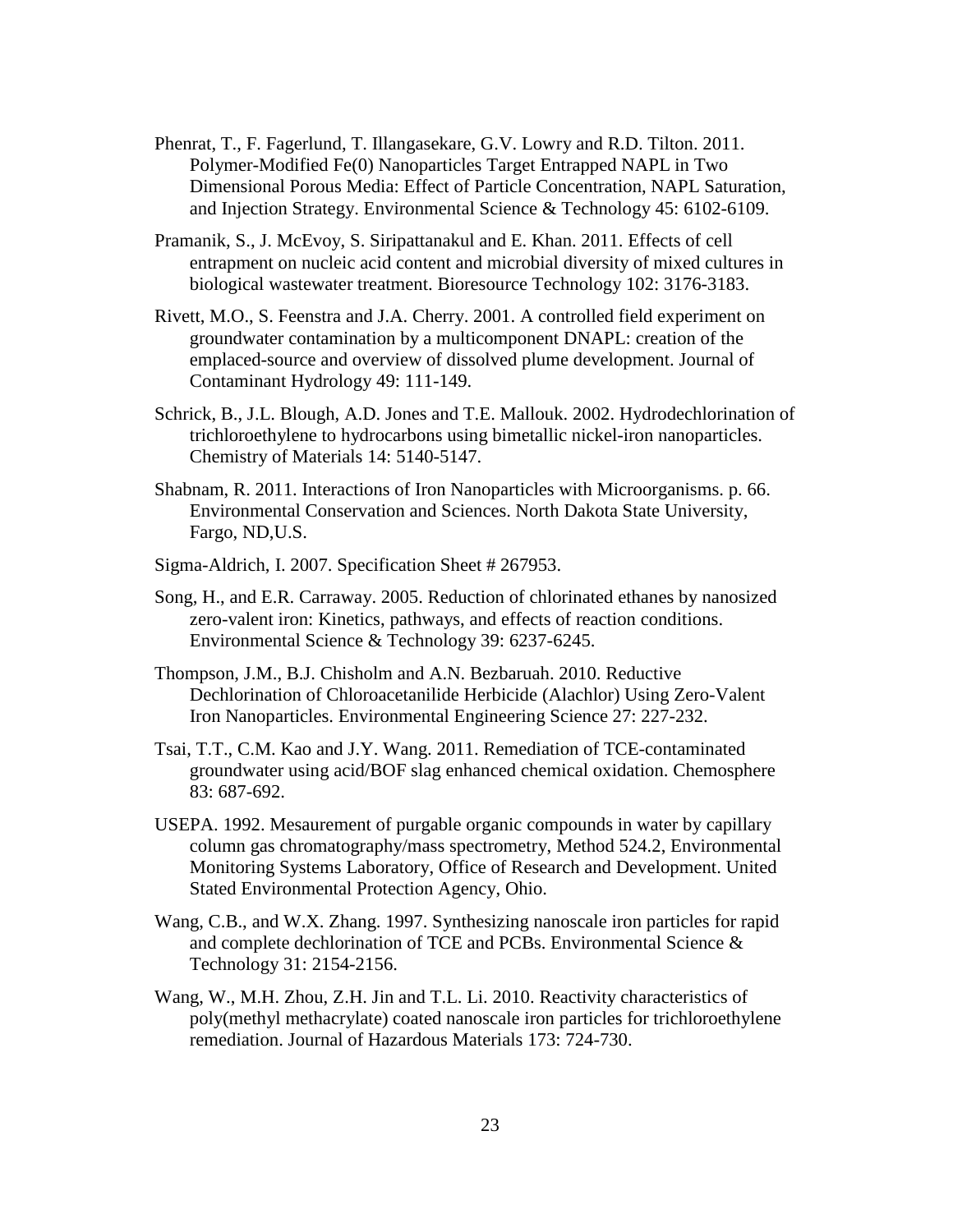Phenrat, T., F. Fagerlund, T. Illangasekare, G.V. Lowry and R.D. Tilton. 2011. Polymer-Modified Fe(0) Nanoparticles Target Entrapped NAPL in Two Dimensional Porous Media: Effect of Particle Concentration, NAPL Saturation, and Injection Strategy. Environmental Science & Technology 45: 6102-6109.

Pramanik, S., J. McEvoy, S. Siripattanakul and E. Khan. 2011. Effects of cell entrapment on nucleic acid content and microbial diversity of mixed cultures in biological wastewater treatment. Bioresource Technology 102: 3176-3183.

Rivett, M.O., S. Feenstra and J.A. Cherry. 2001. A controlled field experiment on groundwater contamination by a multicomponent DNAPL: creation of the emplaced-source and overview of dissolved plume development. Journal of Contaminant Hydrology 49: 111-149.

Schrick, B., J.L. Blough, A.D. Jones and T.E. Mallouk. 2002. Hydrodechlorination of trichloroethylene to hydrocarbons using bimetallic nickel-iron nanoparticles. Chemistry of Materials 14: 5140-5147.

Shabnam, R. 2011. Interactions of Iron Nanoparticles with Microorganisms. p. 66. Environmental Conservation and Sciences. North Dakota State University, Fargo, ND,U.S.

Sigma-Aldrich, I. 2007. Specification Sheet # 267953.

Song, H., and E.R. Carraway. 2005. Reduction of chlorinated ethanes by nanosized zero-valent iron: Kinetics, pathways, and effects of reaction conditions. Environmental Science & Technology 39: 6237-6245.

Thompson, J.M., B.J. Chisholm and A.N. Bezbaruah. 2010. Reductive Dechlorination of Chloroacetanilide Herbicide (Alachlor) Using Zero-Valent Iron Nanoparticles. Environmental Engineering Science 27: 227-232.

Tsai, T.T., C.M. Kao and J.Y. Wang. 2011. Remediation of TCE-contaminated groundwater using acid/BOF slag enhanced chemical oxidation. Chemosphere 83: 687-692.

USEPA. 1992. Mesaurement of purgable organic compounds in water by capillary column gas chromatography/mass spectrometry, Method 524.2, Environmental Monitoring Systems Laboratory, Office of Research and Development. United Stated Environmental Protection Agency, Ohio.

Wang, C.B., and W.X. Zhang. 1997. Synthesizing nanoscale iron particles for rapid and complete dechlorination of TCE and PCBs. Environmental Science & Technology 31: 2154-2156.

Wang, W., M.H. Zhou, Z.H. Jin and T.L. Li. 2010. Reactivity characteristics of poly(methyl methacrylate) coated nanoscale iron particles for trichloroethylene remediation. Journal of Hazardous Materials 173: 724-730.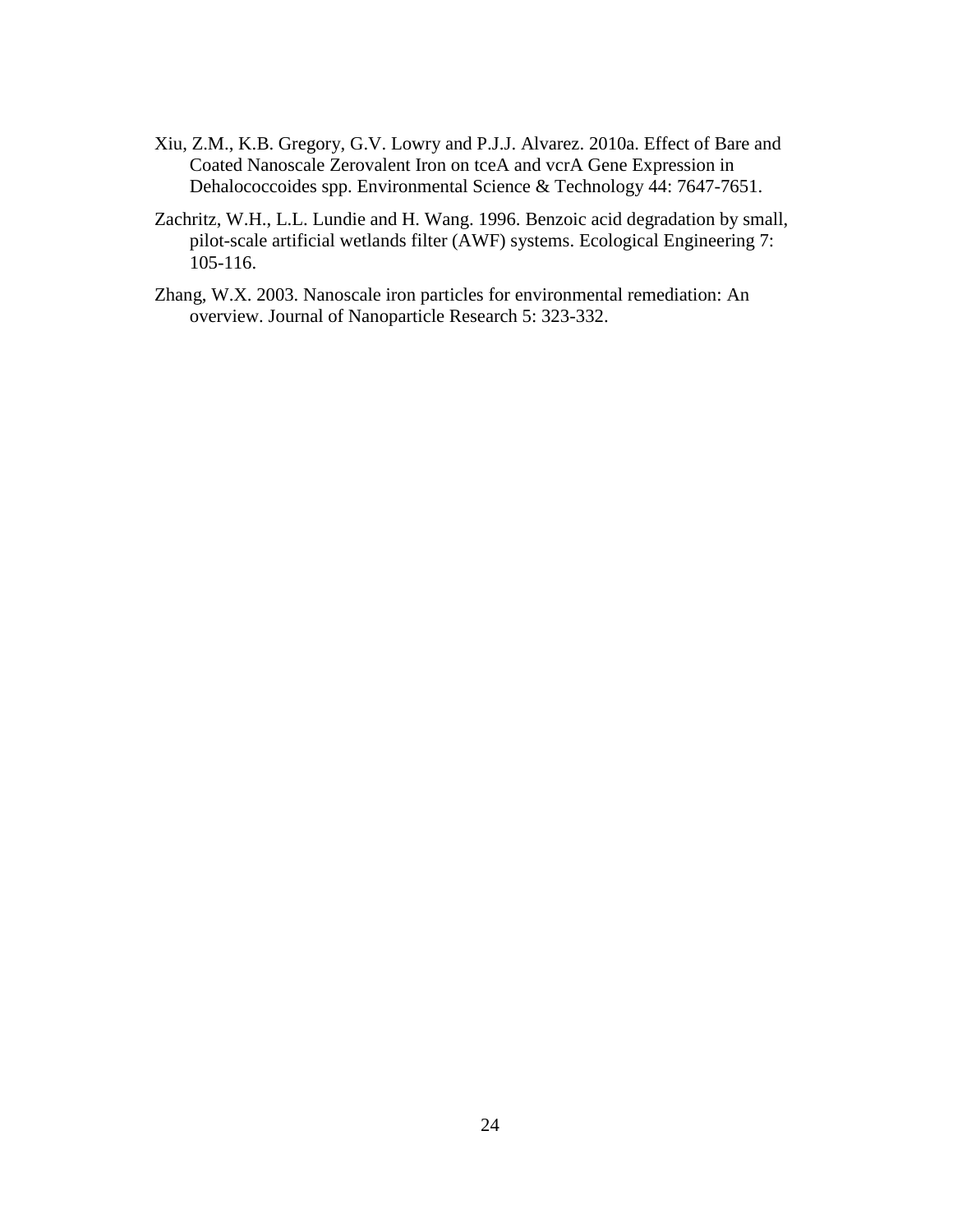Xiu, Z.M., K.B. Gregory, G.V. Lowry and P.J.J. Alvarez. 2010a. Effect of Bare and Coated Nanoscale Zerovalent Iron on tceA and vcrA Gene Expression in Dehalococcoides spp. Environmental Science & Technology 44: 7647-7651.

Zachritz, W.H., L.L. Lundie and H. Wang. 1996. Benzoic acid degradation by small, pilot-scale artificial wetlands filter (AWF) systems. Ecological Engineering 7: 105-116.

Zhang, W.X. 2003. Nanoscale iron particles for environmental remediation: An overview. Journal of Nanoparticle Research 5: 323-332.